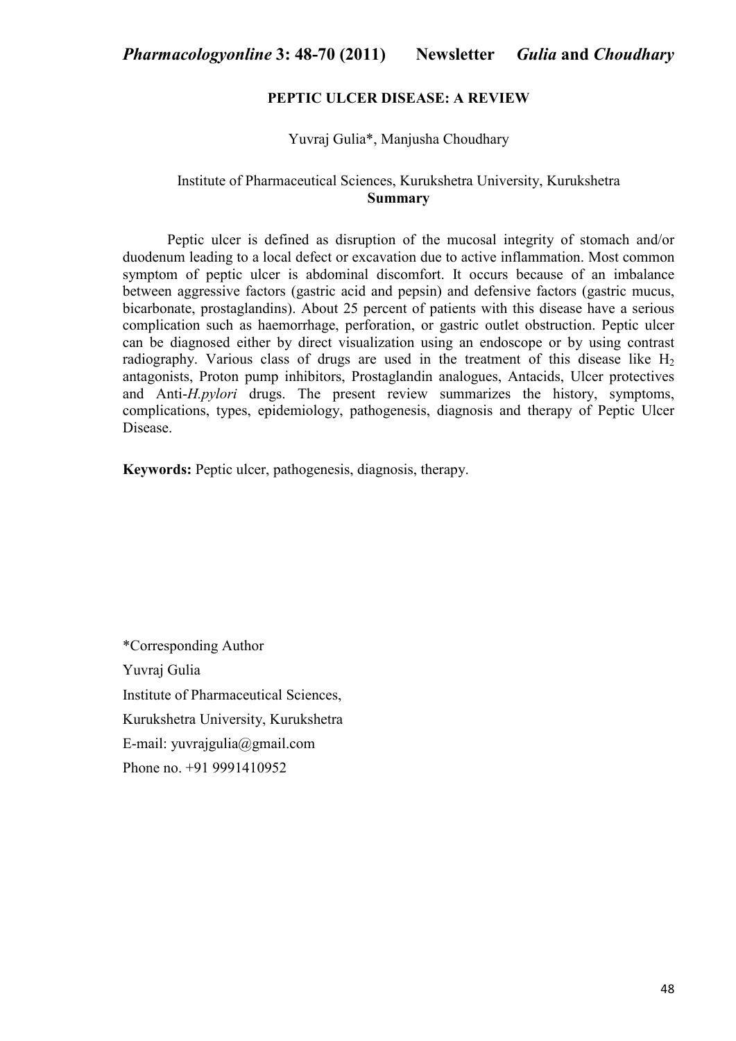# PEPTIC ULCER DISEASE: A REVIEW

Yuvraj Gulia*, Manjusha Choudhary

Institute of Pharmaceutical Sciences, Kurukshetra University, Kurukshetra

**Summary**

Peptic ulcer is defined as disruption of the mucosal integrity of stomach and/or duodenum leading to a local defect or excavation due to active inflammation. Most common symptom of peptic ulcer is abdominal discomfort. It occurs because of an imbalance between aggressive factors (gastric acid and pepsin) and defensive factors (gastric mucus, bicarbonate, prostaglandins). About 25 percent of patients with this disease have a serious complication such as haemorrhage, perforation, or gastric outlet obstruction. Peptic ulcer can be diagnosed either by direct visualization using an endoscope or by using contrast radiography. Various class of drugs are used in the treatment of this disease like $H_2$ antagonists, Proton pump inhibitors, Prostaglandin analogues, Antacids, Ulcer protectives and Anti-*H.pylori* drugs. The present review summarizes the history, symptoms, complications, types, epidemiology, pathogenesis, diagnosis and therapy of Peptic Ulcer Disease.

**Keywords:** Peptic ulcer, pathogenesis, diagnosis, therapy.

*Corresponding Author
Yuvraj Gulia
Institute of Pharmaceutical Sciences,
Kurukshetra University, Kurukshetra
E-mail: yuvrajgulia@gmail.com
Phone no. +91 9991410952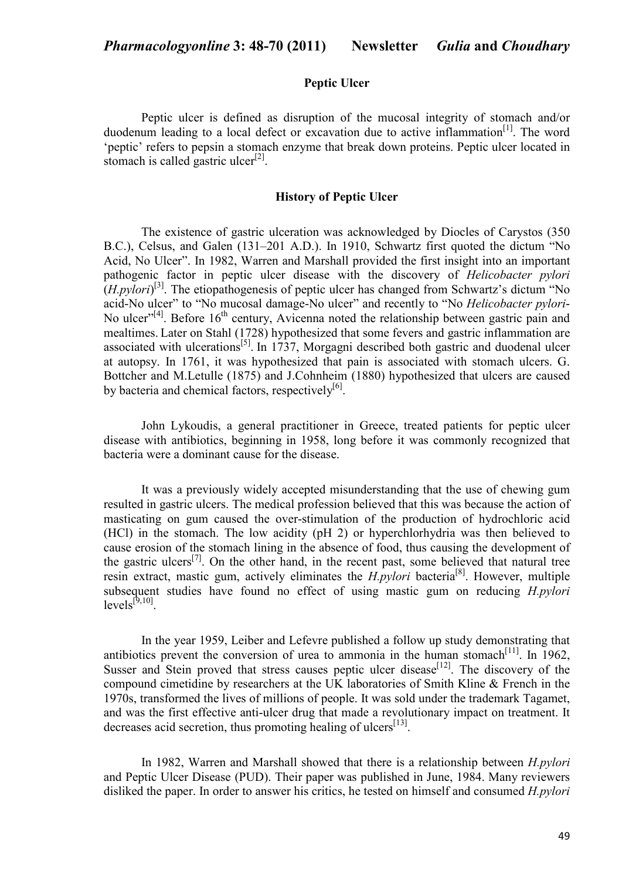## Peptic Ulcer

Peptic ulcer is defined as disruption of the mucosal integrity of stomach and/or duodenum leading to a local defect or excavation due to active inflammation[1]. The word 'peptic' refers to pepsin a stomach enzyme that break down proteins. Peptic ulcer located in stomach is called gastric ulcer[2].

## History of Peptic Ulcer

The existence of gastric ulceration was acknowledged by Diocles of Carystos (350 B.C.), Celsus, and Galen (131–201 A.D.). In 1910, Schwartz first quoted the dictum "No Acid, No Ulcer". In 1982, Warren and Marshall provided the first insight into an important pathogenic factor in peptic ulcer disease with the discovery of *Helicobacter pylori* (*H.pylori*)[3]. The etiopathogenesis of peptic ulcer has changed from Schwartz's dictum "No acid-No ulcer" to "No mucosal damage-No ulcer" and recently to "No *Helicobacter pylori*-No ulcer"[4]. Before 16th century, Avicenna noted the relationship between gastric pain and mealtimes. Later on Stahl (1728) hypothesized that some fevers and gastric inflammation are associated with ulcerations[5]. In 1737, Morgagni described both gastric and duodenal ulcer at autopsy. In 1761, it was hypothesized that pain is associated with stomach ulcers. G. Bottcher and M.Letulle (1875) and J.Cohnheim (1880) hypothesized that ulcers are caused by bacteria and chemical factors, respectively[6].

John Lykoudis, a general practitioner in Greece, treated patients for peptic ulcer disease with antibiotics, beginning in 1958, long before it was commonly recognized that bacteria were a dominant cause for the disease.

It was a previously widely accepted misunderstanding that the use of chewing gum resulted in gastric ulcers. The medical profession believed that this was because the action of masticating on gum caused the over-stimulation of the production of hydrochloric acid (HCl) in the stomach. The low acidity (pH 2) or hyperchlorhydria was then believed to cause erosion of the stomach lining in the absence of food, thus causing the development of the gastric ulcers[7]. On the other hand, in the recent past, some believed that natural tree resin extract, mastic gum, actively eliminates the *H.pylori* bacteria[8]. However, multiple subsequent studies have found no effect of using mastic gum on reducing *H.pylori* levels[9,10].

In the year 1959, Leiber and Lefevre published a follow up study demonstrating that antibiotics prevent the conversion of urea to ammonia in the human stomach[11]. In 1962, Susser and Stein proved that stress causes peptic ulcer disease[12]. The discovery of the compound cimetidine by researchers at the UK laboratories of Smith Kline & French in the 1970s, transformed the lives of millions of people. It was sold under the trademark Tagamet, and was the first effective anti-ulcer drug that made a revolutionary impact on treatment. It decreases acid secretion, thus promoting healing of ulcers[13].

In 1982, Warren and Marshall showed that there is a relationship between *H.pylori* and Peptic Ulcer Disease (PUD). Their paper was published in June, 1984. Many reviewers disliked the paper. In order to answer his critics, he tested on himself and consumed *H.pylori*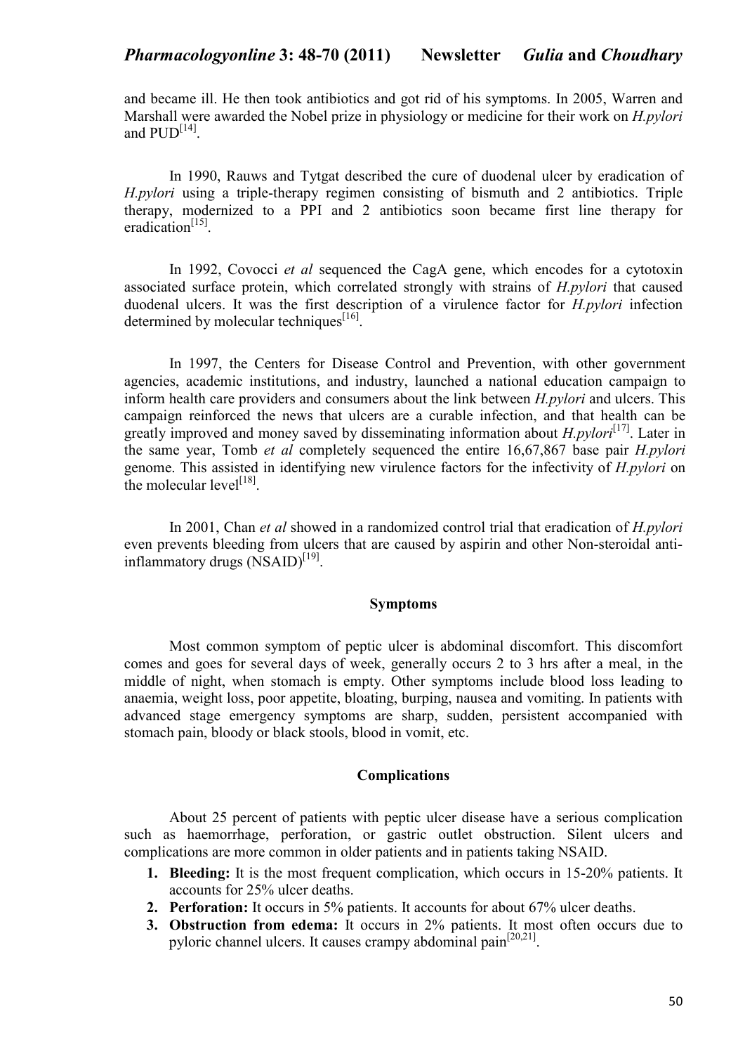and became ill. He then took antibiotics and got rid of his symptoms. In 2005, Warren and Marshall were awarded the Nobel prize in physiology or medicine for their work on *H.pylori* and PUD[14].

In 1990, Rauws and Tytgat described the cure of duodenal ulcer by eradication of *H.pylori* using a triple-therapy regimen consisting of bismuth and 2 antibiotics. Triple therapy, modernized to a PPI and 2 antibiotics soon became first line therapy for eradication[15].

In 1992, Covocci *et al* sequenced the CagA gene, which encodes for a cytotoxin associated surface protein, which correlated strongly with strains of *H.pylori* that caused duodenal ulcers. It was the first description of a virulence factor for *H.pylori* infection determined by molecular techniques[16].

In 1997, the Centers for Disease Control and Prevention, with other government agencies, academic institutions, and industry, launched a national education campaign to inform health care providers and consumers about the link between *H.pylori* and ulcers. This campaign reinforced the news that ulcers are a curable infection, and that health can be greatly improved and money saved by disseminating information about *H.pylori*[17]. Later in the same year, Tomb *et al* completely sequenced the entire 16,67,867 base pair *H.pylori* genome. This assisted in identifying new virulence factors for the infectivity of *H.pylori* on the molecular level[18].

In 2001, Chan *et al* showed in a randomized control trial that eradication of *H.pylori* even prevents bleeding from ulcers that are caused by aspirin and other Non-steroidal anti-inflammatory drugs (NSAID)[19].

## Symptoms

Most common symptom of peptic ulcer is abdominal discomfort. This discomfort comes and goes for several days of week, generally occurs 2 to 3 hrs after a meal, in the middle of night, when stomach is empty. Other symptoms include blood loss leading to anaemia, weight loss, poor appetite, bloating, burping, nausea and vomiting. In patients with advanced stage emergency symptoms are sharp, sudden, persistent accompanied with stomach pain, bloody or black stools, blood in vomit, etc.

## Complications

About 25 percent of patients with peptic ulcer disease have a serious complication such as haemorrhage, perforation, or gastric outlet obstruction. Silent ulcers and complications are more common in older patients and in patients taking NSAID.

1. **Bleeding:** It is the most frequent complication, which occurs in 15-20% patients. It accounts for 25% ulcer deaths.
2. **Perforation:** It occurs in 5% patients. It accounts for about 67% ulcer deaths.
3. **Obstruction from edema:** It occurs in 2% patients. It most often occurs due to pyloric channel ulcers. It causes crampy abdominal pain[20,21].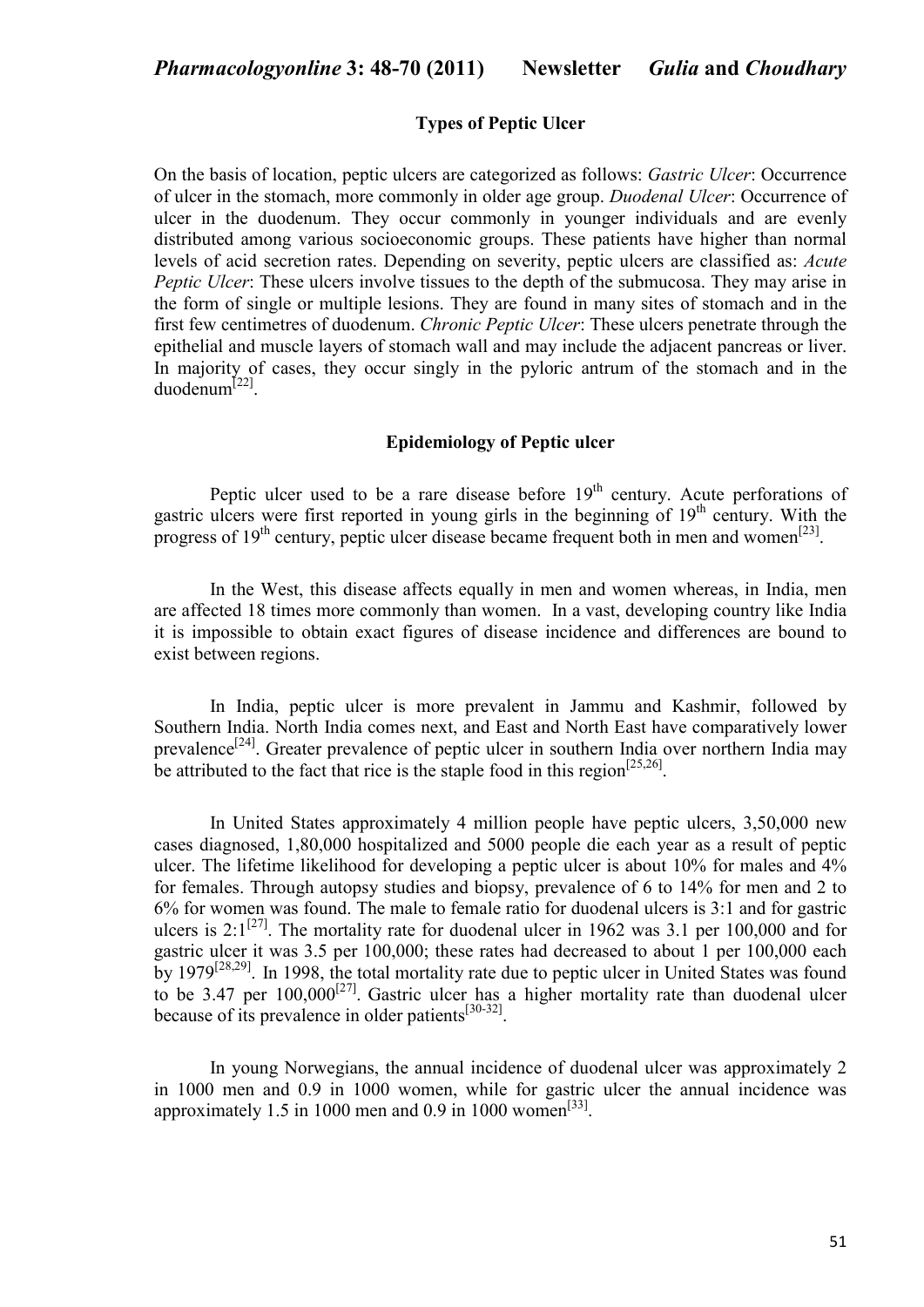## Types of Peptic Ulcer

On the basis of location, peptic ulcers are categorized as follows: *Gastric Ulcer*: Occurrence of ulcer in the stomach, more commonly in older age group. *Duodenal Ulcer*: Occurrence of ulcer in the duodenum. They occur commonly in younger individuals and are evenly distributed among various socioeconomic groups. These patients have higher than normal levels of acid secretion rates. Depending on severity, peptic ulcers are classified as: *Acute Peptic Ulcer*: These ulcers involve tissues to the depth of the submucosa. They may arise in the form of single or multiple lesions. They are found in many sites of stomach and in the first few centimetres of duodenum. *Chronic Peptic Ulcer*: These ulcers penetrate through the epithelial and muscle layers of stomach wall and may include the adjacent pancreas or liver. In majority of cases, they occur singly in the pyloric antrum of the stomach and in the duodenum[22].

## Epidemiology of Peptic ulcer

Peptic ulcer used to be a rare disease before 19th century. Acute perforations of gastric ulcers were first reported in young girls in the beginning of 19th century. With the progress of 19th century, peptic ulcer disease became frequent both in men and women[23].

In the West, this disease affects equally in men and women whereas, in India, men are affected 18 times more commonly than women. In a vast, developing country like India it is impossible to obtain exact figures of disease incidence and differences are bound to exist between regions.

In India, peptic ulcer is more prevalent in Jammu and Kashmir, followed by Southern India. North India comes next, and East and North East have comparatively lower prevalence[24]. Greater prevalence of peptic ulcer in southern India over northern India may be attributed to the fact that rice is the staple food in this region[25,26].

In United States approximately 4 million people have peptic ulcers, 3,50,000 new cases diagnosed, 1,80,000 hospitalized and 5000 people die each year as a result of peptic ulcer. The lifetime likelihood for developing a peptic ulcer is about 10% for males and 4% for females. Through autopsy studies and biopsy, prevalence of 6 to 14% for men and 2 to 6% for women was found. The male to female ratio for duodenal ulcers is 3:1 and for gastric ulcers is 2:1[27]. The mortality rate for duodenal ulcer in 1962 was 3.1 per 100,000 and for gastric ulcer it was 3.5 per 100,000; these rates had decreased to about 1 per 100,000 each by 1979[28,29]. In 1998, the total mortality rate due to peptic ulcer in United States was found to be 3.47 per 100,000[27]. Gastric ulcer has a higher mortality rate than duodenal ulcer because of its prevalence in older patients[30-32].

In young Norwegians, the annual incidence of duodenal ulcer was approximately 2 in 1000 men and 0.9 in 1000 women, while for gastric ulcer the annual incidence was approximately 1.5 in 1000 men and 0.9 in 1000 women[33].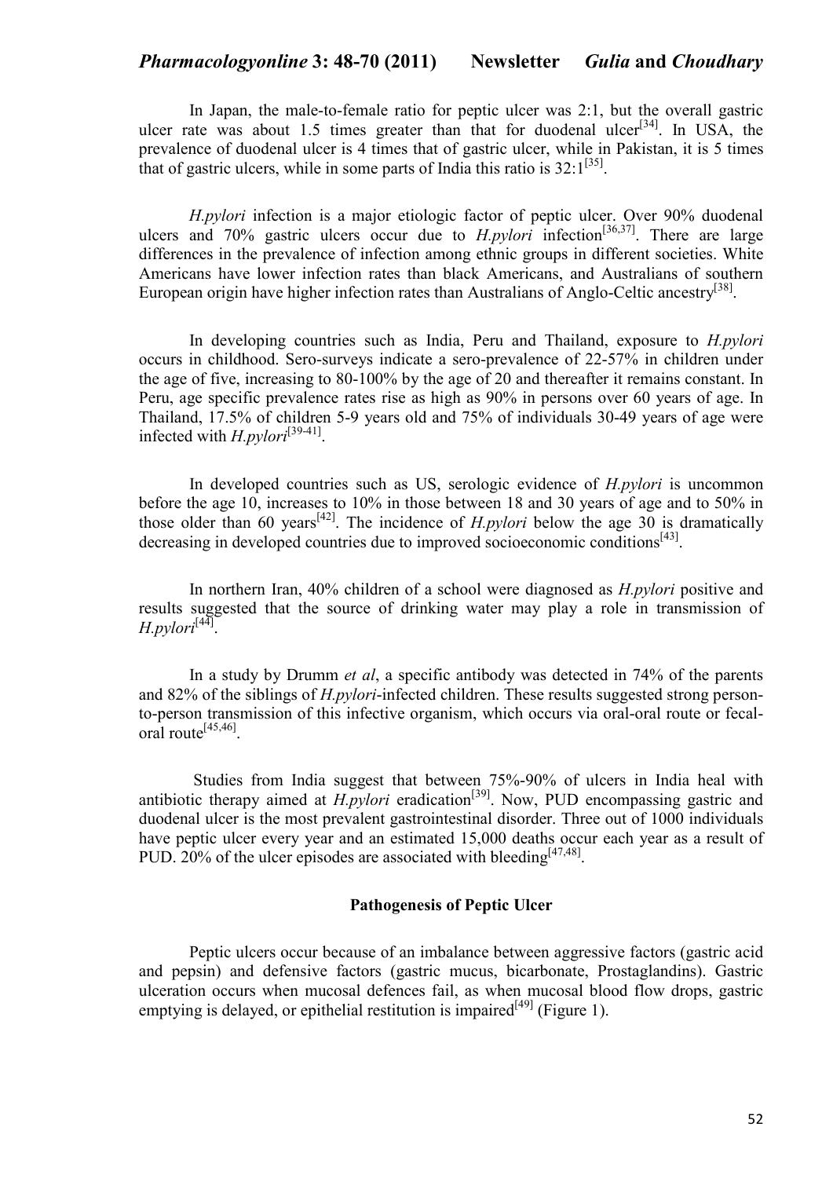In Japan, the male-to-female ratio for peptic ulcer was 2:1, but the overall gastric ulcer rate was about 1.5 times greater than that for duodenal ulcer[34]. In USA, the prevalence of duodenal ulcer is 4 times that of gastric ulcer, while in Pakistan, it is 5 times that of gastric ulcers, while in some parts of India this ratio is 32:1[35].

*H.pylori* infection is a major etiologic factor of peptic ulcer. Over 90% duodenal ulcers and 70% gastric ulcers occur due to *H.pylori* infection[36,37]. There are large differences in the prevalence of infection among ethnic groups in different societies. White Americans have lower infection rates than black Americans, and Australians of southern European origin have higher infection rates than Australians of Anglo-Celtic ancestry[38].

In developing countries such as India, Peru and Thailand, exposure to *H.pylori* occurs in childhood. Sero-surveys indicate a sero-prevalence of 22-57% in children under the age of five, increasing to 80-100% by the age of 20 and thereafter it remains constant. In Peru, age specific prevalence rates rise as high as 90% in persons over 60 years of age. In Thailand, 17.5% of children 5-9 years old and 75% of individuals 30-49 years of age were infected with *H.pylori*[39-41].

In developed countries such as US, serologic evidence of *H.pylori* is uncommon before the age 10, increases to 10% in those between 18 and 30 years of age and to 50% in those older than 60 years[42]. The incidence of *H.pylori* below the age 30 is dramatically decreasing in developed countries due to improved socioeconomic conditions[43].

In northern Iran, 40% children of a school were diagnosed as *H.pylori* positive and results suggested that the source of drinking water may play a role in transmission of *H.pylori*[44].

In a study by Drumm *et al*, a specific antibody was detected in 74% of the parents and 82% of the siblings of *H.pylori*-infected children. These results suggested strong person-to-person transmission of this infective organism, which occurs via oral-oral route or fecal-oral route[45,46].

Studies from India suggest that between 75%-90% of ulcers in India heal with antibiotic therapy aimed at *H.pylori* eradication[39]. Now, PUD encompassing gastric and duodenal ulcer is the most prevalent gastrointestinal disorder. Three out of 1000 individuals have peptic ulcer every year and an estimated 15,000 deaths occur each year as a result of PUD. 20% of the ulcer episodes are associated with bleeding[47,48].

## Pathogenesis of Peptic Ulcer

Peptic ulcers occur because of an imbalance between aggressive factors (gastric acid and pepsin) and defensive factors (gastric mucus, bicarbonate, Prostaglandins). Gastric ulceration occurs when mucosal defences fail, as when mucosal blood flow drops, gastric emptying is delayed, or epithelial restitution is impaired[49] (Figure 1).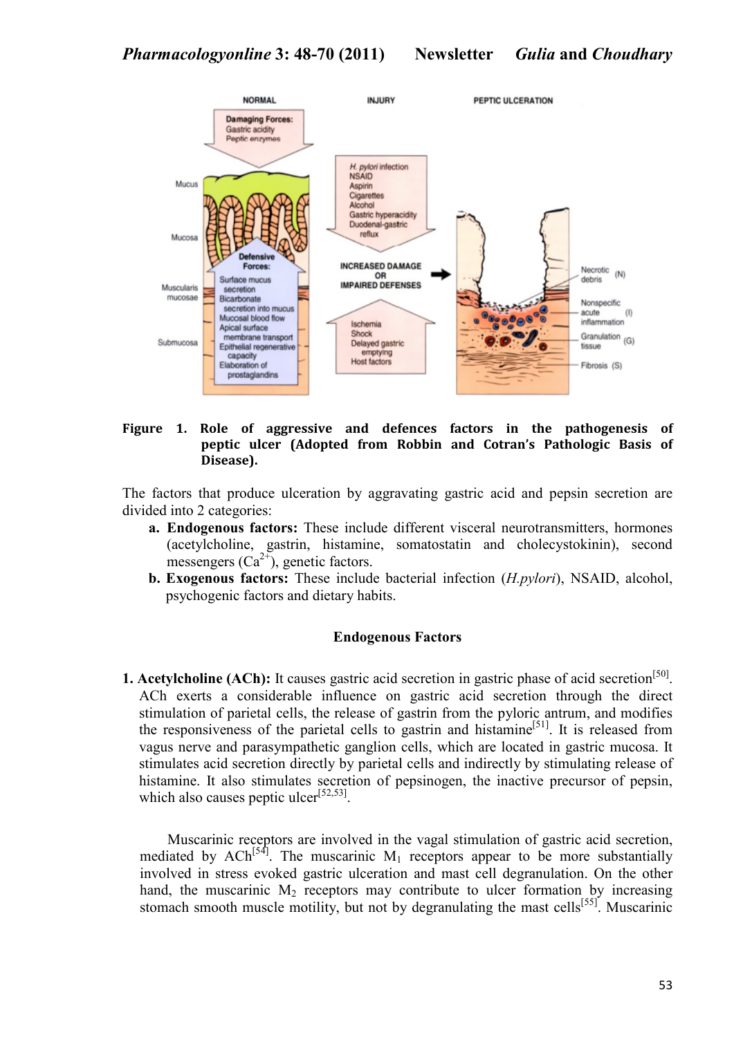**Figure 1. Role of aggressive and defences factors in the pathogenesis of peptic ulcer (Adopted from Robbin and Cotran's Pathologic Basis of Disease).**

The factors that produce ulceration by aggravating gastric acid and pepsin secretion are divided into 2 categories:

a. **Endogenous factors:** These include different visceral neurotransmitters, hormones (acetylcholine, gastrin, histamine, somatostatin and cholecystokinin), second messengers ($Ca^{2+}$), genetic factors.
b. **Exogenous factors:** These include bacterial infection (*H.pylori*), NSAID, alcohol, psychogenic factors and dietary habits.

### Endogenous Factors

**1. Acetylcholine (ACh):** It causes gastric acid secretion in gastric phase of acid secretion[50]. ACh exerts a considerable influence on gastric acid secretion through the direct stimulation of parietal cells, the release of gastrin from the pyloric antrum, and modifies the responsiveness of the parietal cells to gastrin and histamine[51]. It is released from vagus nerve and parasympathetic ganglion cells, which are located in gastric mucosa. It stimulates acid secretion directly by parietal cells and indirectly by stimulating release of histamine. It also stimulates secretion of pepsinogen, the inactive precursor of pepsin, which also causes peptic ulcer[52,53].

Muscarinic receptors are involved in the vagal stimulation of gastric acid secretion, mediated by ACh[54]. The muscarinic $M_1$ receptors appear to be more substantially involved in stress evoked gastric ulceration and mast cell degranulation. On the other hand, the muscarinic $M_2$ receptors may contribute to ulcer formation by increasing stomach smooth muscle motility, but not by degranulating the mast cells[55]. Muscarinic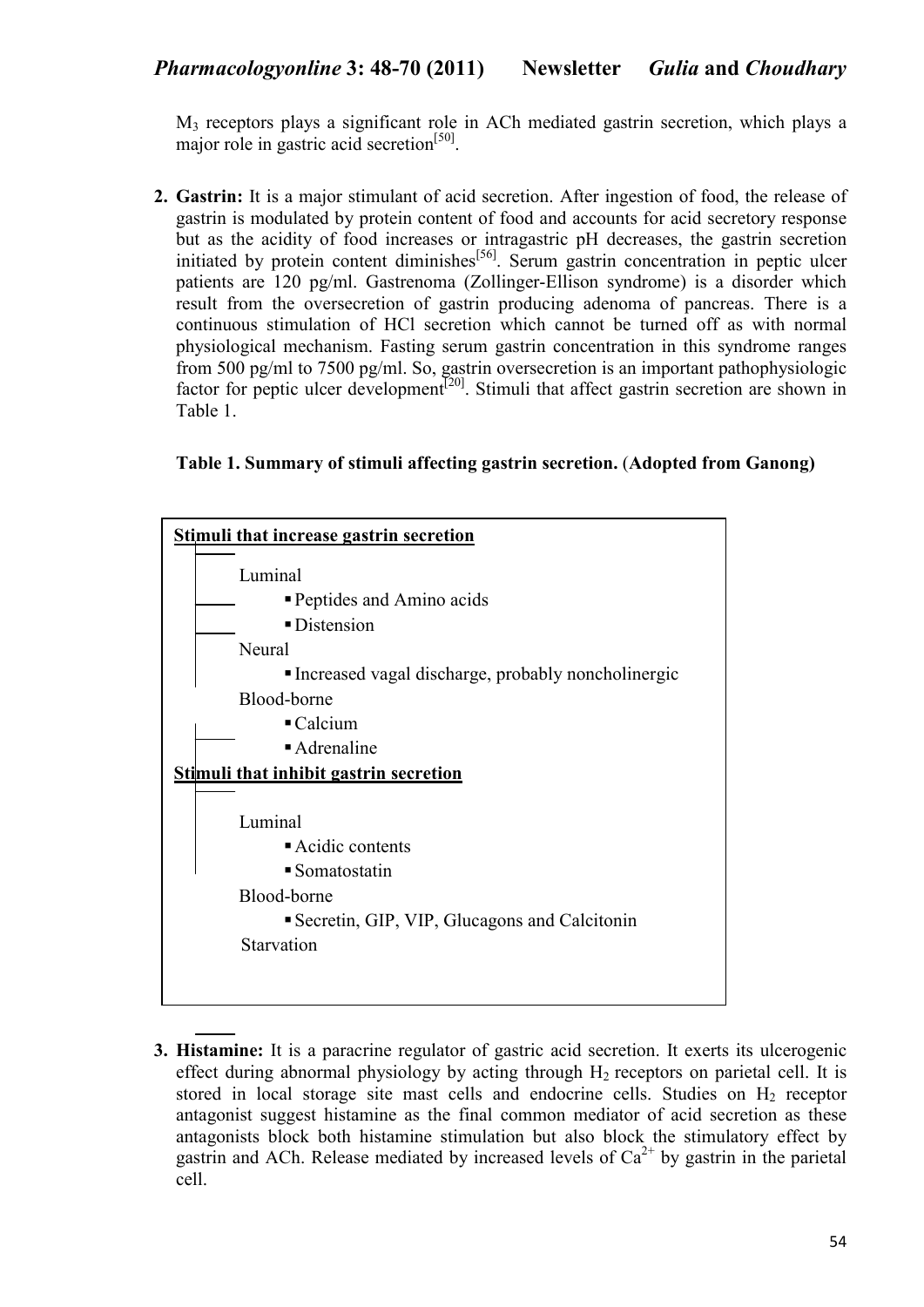$M_3$ receptors plays a significant role in ACh mediated gastrin secretion, which plays a major role in gastric acid secretion[50].

2. **Gastrin:** It is a major stimulant of acid secretion. After ingestion of food, the release of gastrin is modulated by protein content of food and accounts for acid secretory response but as the acidity of food increases or intragastric pH decreases, the gastrin secretion initiated by protein content diminishes[56]. Serum gastrin concentration in peptic ulcer patients are 120 pg/ml. Gastrenoma (Zollinger-Ellison syndrome) is a disorder which result from the oversecretion of gastrin producing adenoma of pancreas. There is a continuous stimulation of HCl secretion which cannot be turned off as with normal physiological mechanism. Fasting serum gastrin concentration in this syndrome ranges from 500 pg/ml to 7500 pg/ml. So, gastrin oversecretion is an important pathophysiologic factor for peptic ulcer development[20]. Stimuli that affect gastrin secretion are shown in Table 1.

**Table 1. Summary of stimuli affecting gastrin secretion.** (**Adopted from Ganong**)

**Stimuli that increase gastrin secretion**

- Luminal
  - Peptides and Amino acids
  - Distension
- Neural
  - Increased vagal discharge, probably noncholinergic
- Blood-borne
  - Calcium
  - Adrenaline

**Stimuli that inhibit gastrin secretion**

- Luminal
  - Acidic contents
  - Somatostatin
- Blood-borne
  - Secretin, GIP, VIP, Glucagons and Calcitonin
- Starvation

3. **Histamine:** It is a paracrine regulator of gastric acid secretion. It exerts its ulcerogenic effect during abnormal physiology by acting through $H_2$ receptors on parietal cell. It is stored in local storage site mast cells and endocrine cells. Studies on $H_2$ receptor antagonist suggest histamine as the final common mediator of acid secretion as these antagonists block both histamine stimulation but also block the stimulatory effect by gastrin and ACh. Release mediated by increased levels of $Ca^{2+}$ by gastrin in the parietal cell.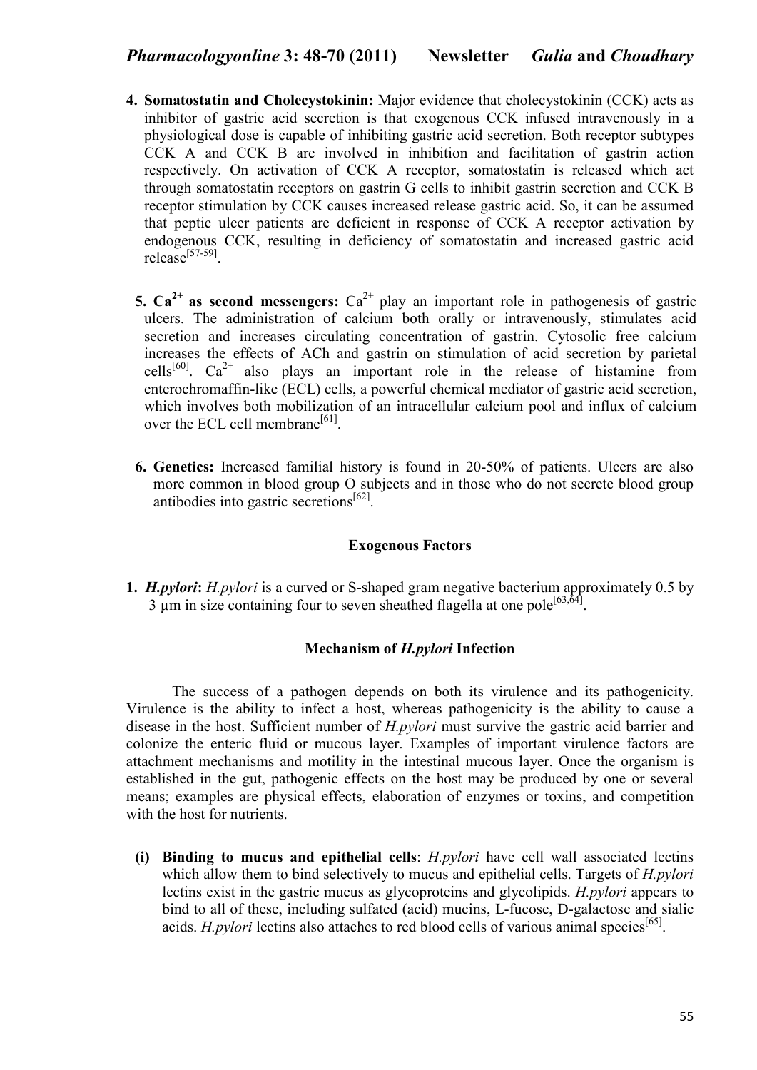4. **Somatostatin and Cholecystokinin:** Major evidence that cholecystokinin (CCK) acts as inhibitor of gastric acid secretion is that exogenous CCK infused intravenously in a physiological dose is capable of inhibiting gastric acid secretion. Both receptor subtypes CCK A and CCK B are involved in inhibition and facilitation of gastrin action respectively. On activation of CCK A receptor, somatostatin is released which act through somatostatin receptors on gastrin G cells to inhibit gastrin secretion and CCK B receptor stimulation by CCK causes increased release gastric acid. So, it can be assumed that peptic ulcer patients are deficient in response of CCK A receptor activation by endogenous CCK, resulting in deficiency of somatostatin and increased gastric acid release[57-59].

5. **$Ca^{2+}$ as second messengers:** $Ca^{2+}$ play an important role in pathogenesis of gastric ulcers. The administration of calcium both orally or intravenously, stimulates acid secretion and increases circulating concentration of gastrin. Cytosolic free calcium increases the effects of ACh and gastrin on stimulation of acid secretion by parietal cells[60]. $Ca^{2+}$ also plays an important role in the release of histamine from enterochromaffin-like (ECL) cells, a powerful chemical mediator of gastric acid secretion, which involves both mobilization of an intracellular calcium pool and influx of calcium over the ECL cell membrane[61].

6. **Genetics:** Increased familial history is found in 20-50% of patients. Ulcers are also more common in blood group O subjects and in those who do not secrete blood group antibodies into gastric secretions[62].

### Exogenous Factors

1. ***H.pylori*:** *H.pylori* is a curved or S-shaped gram negative bacterium approximately 0.5 by 3 µm in size containing four to seven sheathed flagella at one pole[63,64].

### Mechanism of *H.pylori* Infection

The success of a pathogen depends on both its virulence and its pathogenicity. Virulence is the ability to infect a host, whereas pathogenicity is the ability to cause a disease in the host. Sufficient number of *H.pylori* must survive the gastric acid barrier and colonize the enteric fluid or mucous layer. Examples of important virulence factors are attachment mechanisms and motility in the intestinal mucous layer. Once the organism is established in the gut, pathogenic effects on the host may be produced by one or several means; examples are physical effects, elaboration of enzymes or toxins, and competition with the host for nutrients.

(i) **Binding to mucus and epithelial cells**: *H.pylori* have cell wall associated lectins which allow them to bind selectively to mucus and epithelial cells. Targets of *H.pylori* lectins exist in the gastric mucus as glycoproteins and glycolipids. *H.pylori* appears to bind to all of these, including sulfated (acid) mucins, L-fucose, D-galactose and sialic acids. *H.pylori* lectins also attaches to red blood cells of various animal species[65].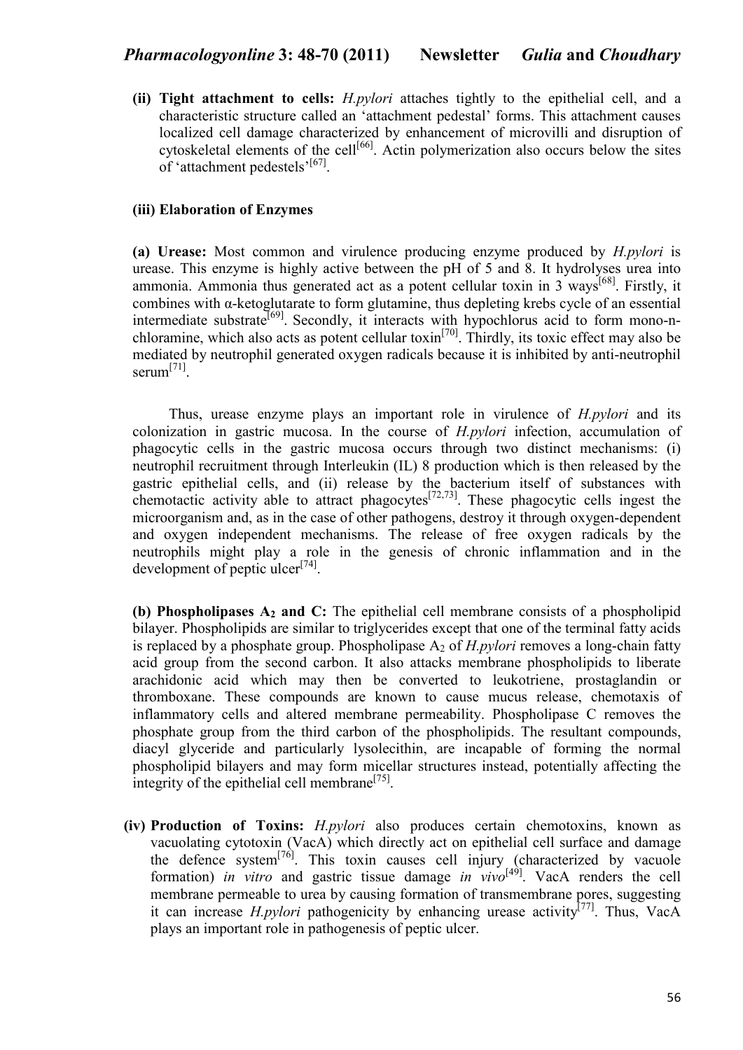**(ii) Tight attachment to cells:** *H.pylori* attaches tightly to the epithelial cell, and a characteristic structure called an 'attachment pedestal' forms. This attachment causes localized cell damage characterized by enhancement of microvilli and disruption of cytoskeletal elements of the cell[66]. Actin polymerization also occurs below the sites of 'attachment pedestels'[67].

**(iii) Elaboration of Enzymes**

**(a) Urease:** Most common and virulence producing enzyme produced by *H.pylori* is urease. This enzyme is highly active between the pH of 5 and 8. It hydrolyses urea into ammonia. Ammonia thus generated act as a potent cellular toxin in 3 ways[68]. Firstly, it combines with α-ketoglutarate to form glutamine, thus depleting krebs cycle of an essential intermediate substrate[69]. Secondly, it interacts with hypochlorus acid to form mono-n-chloramine, which also acts as potent cellular toxin[70]. Thirdly, its toxic effect may also be mediated by neutrophil generated oxygen radicals because it is inhibited by anti-neutrophil serum[71].

Thus, urease enzyme plays an important role in virulence of *H.pylori* and its colonization in gastric mucosa. In the course of *H.pylori* infection, accumulation of phagocytic cells in the gastric mucosa occurs through two distinct mechanisms: (i) neutrophil recruitment through Interleukin (IL) 8 production which is then released by the gastric epithelial cells, and (ii) release by the bacterium itself of substances with chemotactic activity able to attract phagocytes[72,73]. These phagocytic cells ingest the microorganism and, as in the case of other pathogens, destroy it through oxygen-dependent and oxygen independent mechanisms. The release of free oxygen radicals by the neutrophils might play a role in the genesis of chronic inflammation and in the development of peptic ulcer[74].

**(b) Phospholipases $A_2$ and C:** The epithelial cell membrane consists of a phospholipid bilayer. Phospholipids are similar to triglycerides except that one of the terminal fatty acids is replaced by a phosphate group. Phospholipase $A_2$ of *H.pylori* removes a long-chain fatty acid group from the second carbon. It also attacks membrane phospholipids to liberate arachidonic acid which may then be converted to leukotriene, prostaglandin or thromboxane. These compounds are known to cause mucus release, chemotaxis of inflammatory cells and altered membrane permeability. Phospholipase C removes the phosphate group from the third carbon of the phospholipids. The resultant compounds, diacyl glyceride and particularly lysolecithin, are incapable of forming the normal phospholipid bilayers and may form micellar structures instead, potentially affecting the integrity of the epithelial cell membrane[75].

**(iv) Production of Toxins:** *H.pylori* also produces certain chemotoxins, known as vacuolating cytotoxin (VacA) which directly act on epithelial cell surface and damage the defence system[76]. This toxin causes cell injury (characterized by vacuole formation) *in vitro* and gastric tissue damage *in vivo*[49]. VacA renders the cell membrane permeable to urea by causing formation of transmembrane pores, suggesting it can increase *H.pylori* pathogenicity by enhancing urease activity[77]. Thus, VacA plays an important role in pathogenesis of peptic ulcer.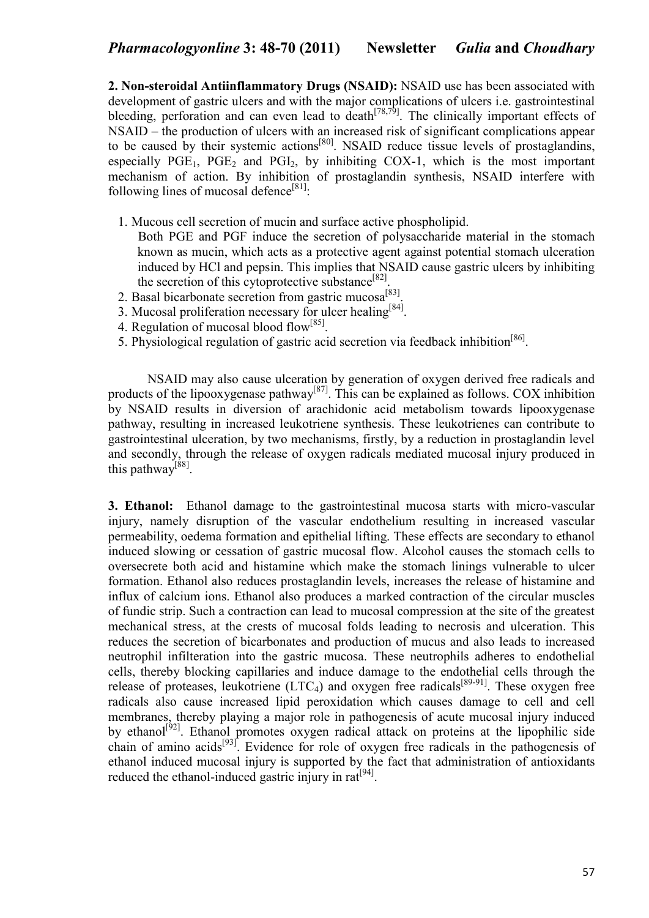**2. Non-steroidal Antiinflammatory Drugs (NSAID):** NSAID use has been associated with development of gastric ulcers and with the major complications of ulcers i.e. gastrointestinal bleeding, perforation and can even lead to death[78,79]. The clinically important effects of NSAID – the production of ulcers with an increased risk of significant complications appear to be caused by their systemic actions[80]. NSAID reduce tissue levels of prostaglandins, especially $PGE_1$, $PGE_2$ and $PGI_2$, by inhibiting COX-1, which is the most important mechanism of action. By inhibition of prostaglandin synthesis, NSAID interfere with following lines of mucosal defence[81]:

1. Mucous cell secretion of mucin and surface active phospholipid.
   Both PGE and PGF induce the secretion of polysaccharide material in the stomach known as mucin, which acts as a protective agent against potential stomach ulceration induced by HCl and pepsin. This implies that NSAID cause gastric ulcers by inhibiting the secretion of this cytoprotective substance[82].
2. Basal bicarbonate secretion from gastric mucosa[83].
3. Mucosal proliferation necessary for ulcer healing[84].
4. Regulation of mucosal blood flow[85].
5. Physiological regulation of gastric acid secretion via feedback inhibition[86].

NSAID may also cause ulceration by generation of oxygen derived free radicals and products of the lipooxygenase pathway[87]. This can be explained as follows. COX inhibition by NSAID results in diversion of arachidonic acid metabolism towards lipooxygenase pathway, resulting in increased leukotriene synthesis. These leukotrienes can contribute to gastrointestinal ulceration, by two mechanisms, firstly, by a reduction in prostaglandin level and secondly, through the release of oxygen radicals mediated mucosal injury produced in this pathway[88].

**3. Ethanol:** Ethanol damage to the gastrointestinal mucosa starts with micro-vascular injury, namely disruption of the vascular endothelium resulting in increased vascular permeability, oedema formation and epithelial lifting. These effects are secondary to ethanol induced slowing or cessation of gastric mucosal flow. Alcohol causes the stomach cells to oversecrete both acid and histamine which make the stomach linings vulnerable to ulcer formation. Ethanol also reduces prostaglandin levels, increases the release of histamine and influx of calcium ions. Ethanol also produces a marked contraction of the circular muscles of fundic strip. Such a contraction can lead to mucosal compression at the site of the greatest mechanical stress, at the crests of mucosal folds leading to necrosis and ulceration. This reduces the secretion of bicarbonates and production of mucus and also leads to increased neutrophil infilteration into the gastric mucosa. These neutrophils adheres to endothelial cells, thereby blocking capillaries and induce damage to the endothelial cells through the release of proteases, leukotriene ($LTC_4$) and oxygen free radicals[89-91]. These oxygen free radicals also cause increased lipid peroxidation which causes damage to cell and cell membranes, thereby playing a major role in pathogenesis of acute mucosal injury induced by ethanol[92]. Ethanol promotes oxygen radical attack on proteins at the lipophilic side chain of amino acids[93]. Evidence for role of oxygen free radicals in the pathogenesis of ethanol induced mucosal injury is supported by the fact that administration of antioxidants reduced the ethanol-induced gastric injury in rat[94].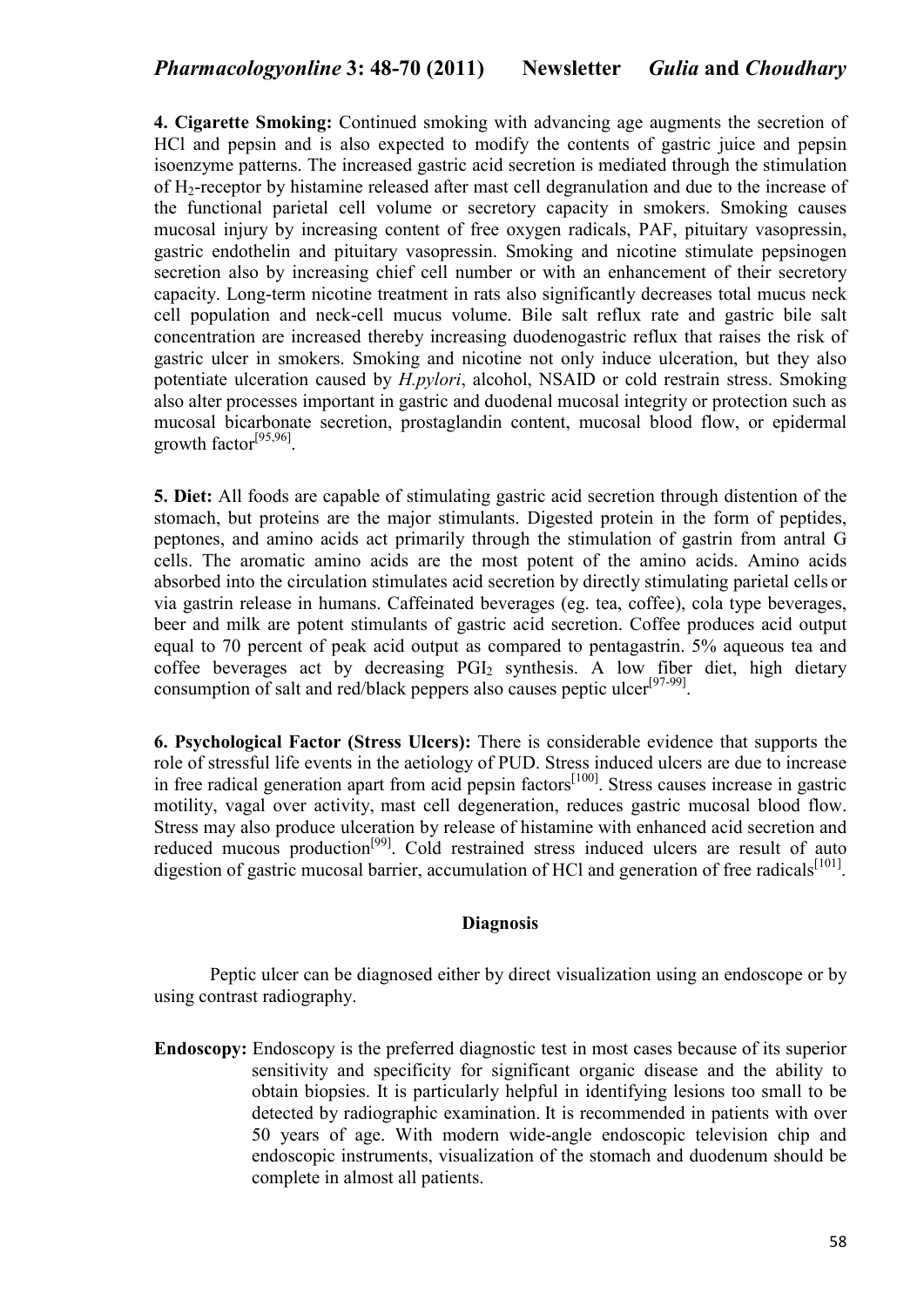**4. Cigarette Smoking:** Continued smoking with advancing age augments the secretion of HCl and pepsin and is also expected to modify the contents of gastric juice and pepsin isoenzyme patterns. The increased gastric acid secretion is mediated through the stimulation of $H_2$-receptor by histamine released after mast cell degranulation and due to the increase of the functional parietal cell volume or secretory capacity in smokers. Smoking causes mucosal injury by increasing content of free oxygen radicals, PAF, pituitary vasopressin, gastric endothelin and pituitary vasopressin. Smoking and nicotine stimulate pepsinogen secretion also by increasing chief cell number or with an enhancement of their secretory capacity. Long-term nicotine treatment in rats also significantly decreases total mucus neck cell population and neck-cell mucus volume. Bile salt reflux rate and gastric bile salt concentration are increased thereby increasing duodenogastric reflux that raises the risk of gastric ulcer in smokers. Smoking and nicotine not only induce ulceration, but they also potentiate ulceration caused by *H.pylori*, alcohol, NSAID or cold restrain stress. Smoking also alter processes important in gastric and duodenal mucosal integrity or protection such as mucosal bicarbonate secretion, prostaglandin content, mucosal blood flow, or epidermal growth factor[95,96].

**5. Diet:** All foods are capable of stimulating gastric acid secretion through distention of the stomach, but proteins are the major stimulants. Digested protein in the form of peptides, peptones, and amino acids act primarily through the stimulation of gastrin from antral G cells. The aromatic amino acids are the most potent of the amino acids. Amino acids absorbed into the circulation stimulates acid secretion by directly stimulating parietal cells or via gastrin release in humans. Caffeinated beverages (eg. tea, coffee), cola type beverages, beer and milk are potent stimulants of gastric acid secretion. Coffee produces acid output equal to 70 percent of peak acid output as compared to pentagastrin. 5% aqueous tea and coffee beverages act by decreasing $PGI_2$ synthesis. A low fiber diet, high dietary consumption of salt and red/black peppers also causes peptic ulcer[97-99].

**6. Psychological Factor (Stress Ulcers):** There is considerable evidence that supports the role of stressful life events in the aetiology of PUD. Stress induced ulcers are due to increase in free radical generation apart from acid pepsin factors[100]. Stress causes increase in gastric motility, vagal over activity, mast cell degeneration, reduces gastric mucosal blood flow. Stress may also produce ulceration by release of histamine with enhanced acid secretion and reduced mucous production[99]. Cold restrained stress induced ulcers are result of auto digestion of gastric mucosal barrier, accumulation of HCl and generation of free radicals[101].

## Diagnosis

Peptic ulcer can be diagnosed either by direct visualization using an endoscope or by using contrast radiography.

**Endoscopy:** Endoscopy is the preferred diagnostic test in most cases because of its superior sensitivity and specificity for significant organic disease and the ability to obtain biopsies. It is particularly helpful in identifying lesions too small to be detected by radiographic examination. It is recommended in patients with over 50 years of age. With modern wide-angle endoscopic television chip and endoscopic instruments, visualization of the stomach and duodenum should be complete in almost all patients.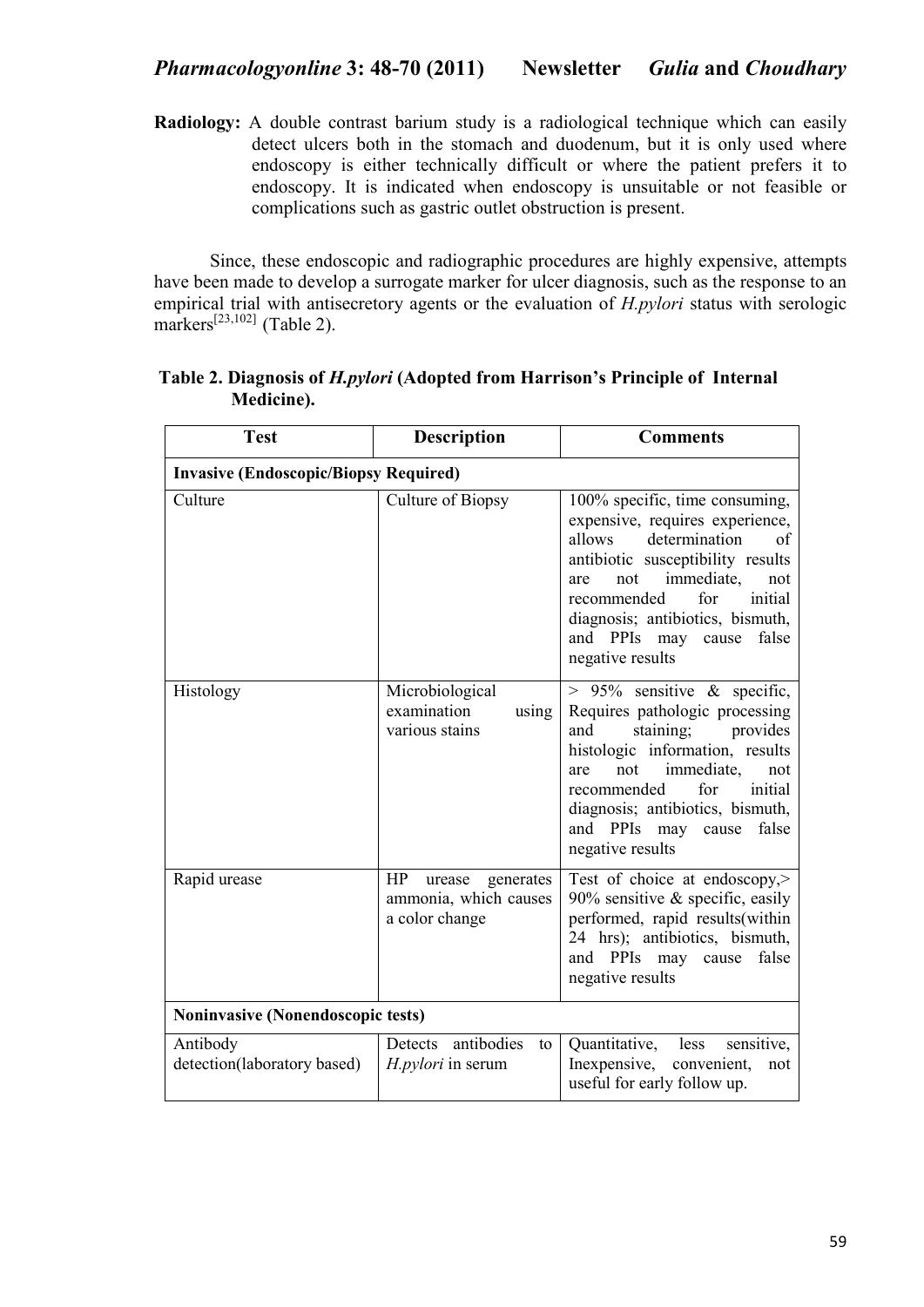**Radiology:** A double contrast barium study is a radiological technique which can easily detect ulcers both in the stomach and duodenum, but it is only used where endoscopy is either technically difficult or where the patient prefers it to endoscopy. It is indicated when endoscopy is unsuitable or not feasible or complications such as gastric outlet obstruction is present.

Since, these endoscopic and radiographic procedures are highly expensive, attempts have been made to develop a surrogate marker for ulcer diagnosis, such as the response to an empirical trial with antisecretory agents or the evaluation of *H.pylori* status with serologic markers[23,102] (Table 2).

**Table 2. Diagnosis of *H.pylori* (Adopted from Harrison's Principle of Internal Medicine).**

| Test | Description | Comments |
|---|---|---|
| **Invasive (Endoscopic/Biopsy Required)** | | |
| Culture | Culture of Biopsy | 100% specific, time consuming, expensive, requires experience, allows determination of antibiotic susceptibility results are not immediate, not recommended for initial diagnosis; antibiotics, bismuth, and PPIs may cause false negative results |
| Histology | Microbiological examination using various stains | > 95% sensitive & specific, Requires pathologic processing and staining; provides histologic information, results are not immediate, not recommended for initial diagnosis; antibiotics, bismuth, and PPIs may cause false negative results |
| Rapid urease | HP urease generates ammonia, which causes a color change | Test of choice at endoscopy,> 90% sensitive & specific, easily performed, rapid results(within 24 hrs); antibiotics, bismuth, and PPIs may cause false negative results |
| **Noninvasive (Nonendoscopic tests)** | | |
| Antibody detection(laboratory based) | Detects antibodies to *H.pylori* in serum | Quantitative, less sensitive, Inexpensive, convenient, not useful for early follow up. |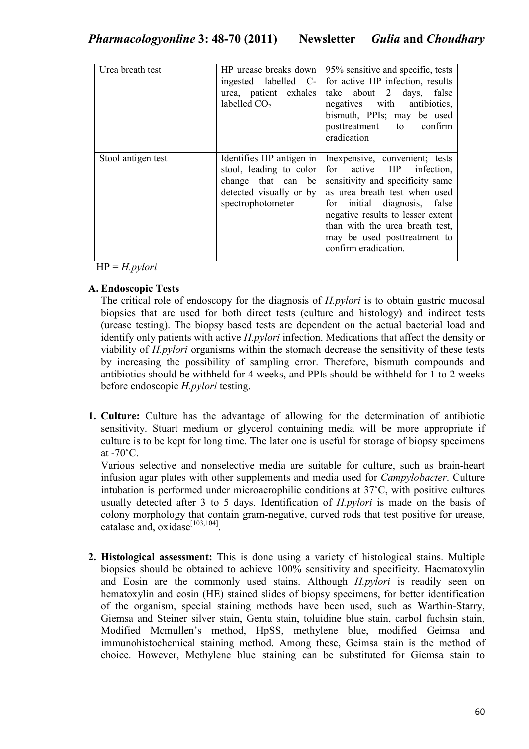| Urea breath test | HP urease breaks down ingested labelled C-urea, patient exhales labelled $CO_2$ | 95% sensitive and specific, tests for active HP infection, results take about 2 days, false negatives with antibiotics, bismuth, PPIs; may be used posttreatment to confirm eradication |
|---|---|---|
| Stool antigen test | Identifies HP antigen in stool, leading to color change that can be detected visually or by spectrophotometer | Inexpensive, convenient; tests for active HP infection, sensitivity and specificity same as urea breath test when used for initial diagnosis, false negative results to lesser extent than with the urea breath test, may be used posttreatment to confirm eradication. |

HP = *H.pylori*

### A. Endoscopic Tests

The critical role of endoscopy for the diagnosis of *H.pylori* is to obtain gastric mucosal biopsies that are used for both direct tests (culture and histology) and indirect tests (urease testing). The biopsy based tests are dependent on the actual bacterial load and identify only patients with active *H.pylori* infection. Medications that affect the density or viability of *H.pylori* organisms within the stomach decrease the sensitivity of these tests by increasing the possibility of sampling error. Therefore, bismuth compounds and antibiotics should be withheld for 4 weeks, and PPIs should be withheld for 1 to 2 weeks before endoscopic *H.pylori* testing.

1. **Culture:** Culture has the advantage of allowing for the determination of antibiotic sensitivity. Stuart medium or glycerol containing media will be more appropriate if culture is to be kept for long time. The later one is useful for storage of biopsy specimens at -70˚C.

   Various selective and nonselective media are suitable for culture, such as brain-heart infusion agar plates with other supplements and media used for *Campylobacter*. Culture intubation is performed under microaerophilic conditions at 37˚C, with positive cultures usually detected after 3 to 5 days. Identification of *H.pylori* is made on the basis of colony morphology that contain gram-negative, curved rods that test positive for urease, catalase and, oxidase[103,104].

2. **Histological assessment:** This is done using a variety of histological stains. Multiple biopsies should be obtained to achieve 100% sensitivity and specificity. Haematoxylin and Eosin are the commonly used stains. Although *H.pylori* is readily seen on hematoxylin and eosin (HE) stained slides of biopsy specimens, for better identification of the organism, special staining methods have been used, such as Warthin-Starry, Giemsa and Steiner silver stain, Genta stain, toluidine blue stain, carbol fuchsin stain, Modified Mcmullen's method, HpSS, methylene blue, modified Geimsa and immunohistochemical staining method. Among these, Geimsa stain is the method of choice. However, Methylene blue staining can be substituted for Giemsa stain to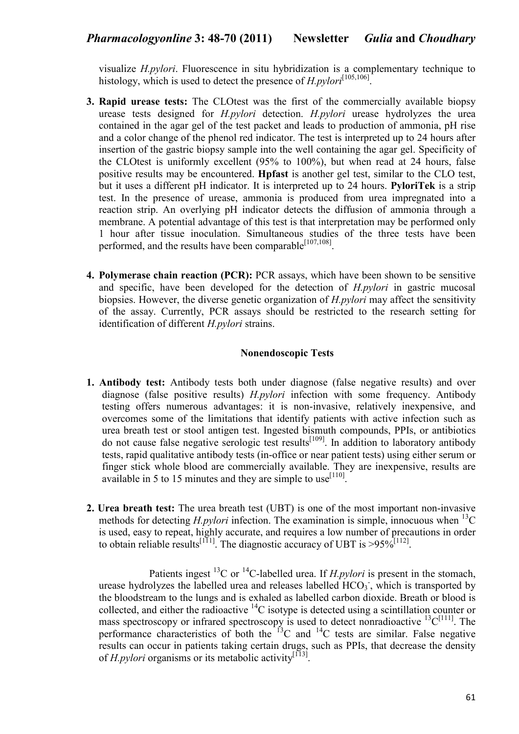visualize *H.pylori*. Fluorescence in situ hybridization is a complementary technique to histology, which is used to detect the presence of *H.pylori*[105,106].

3. **Rapid urease tests:** The CLOtest was the first of the commercially available biopsy urease tests designed for *H.pylori* detection. *H.pylori* urease hydrolyzes the urea contained in the agar gel of the test packet and leads to production of ammonia, pH rise and a color change of the phenol red indicator. The test is interpreted up to 24 hours after insertion of the gastric biopsy sample into the well containing the agar gel. Specificity of the CLOtest is uniformly excellent (95% to 100%), but when read at 24 hours, false positive results may be encountered. **Hpfast** is another gel test, similar to the CLO test, but it uses a different pH indicator. It is interpreted up to 24 hours. **PyloriTek** is a strip test. In the presence of urease, ammonia is produced from urea impregnated into a reaction strip. An overlying pH indicator detects the diffusion of ammonia through a membrane. A potential advantage of this test is that interpretation may be performed only 1 hour after tissue inoculation. Simultaneous studies of the three tests have been performed, and the results have been comparable[107,108].

4. **Polymerase chain reaction (PCR):** PCR assays, which have been shown to be sensitive and specific, have been developed for the detection of *H.pylori* in gastric mucosal biopsies. However, the diverse genetic organization of *H.pylori* may affect the sensitivity of the assay. Currently, PCR assays should be restricted to the research setting for identification of different *H.pylori* strains.

**Nonendoscopic Tests**

1. **Antibody test:** Antibody tests both under diagnose (false negative results) and over diagnose (false positive results) *H.pylori* infection with some frequency. Antibody testing offers numerous advantages: it is non-invasive, relatively inexpensive, and overcomes some of the limitations that identify patients with active infection such as urea breath test or stool antigen test. Ingested bismuth compounds, PPIs, or antibiotics do not cause false negative serologic test results[109]. In addition to laboratory antibody tests, rapid qualitative antibody tests (in-office or near patient tests) using either serum or finger stick whole blood are commercially available. They are inexpensive, results are available in 5 to 15 minutes and they are simple to use[110].

2. **Urea breath test:** The urea breath test (UBT) is one of the most important non-invasive methods for detecting *H.pylori* infection. The examination is simple, innocuous when $^{13}C$ is used, easy to repeat, highly accurate, and requires a low number of precautions in order to obtain reliable results[111]. The diagnostic accuracy of UBT is >95%[112].

   Patients ingest $^{13}C$ or $^{14}C$-labelled urea. If *H.pylori* is present in the stomach, urease hydrolyzes the labelled urea and releases labelled $HCO_3^-$, which is transported by the bloodstream to the lungs and is exhaled as labelled carbon dioxide. Breath or blood is collected, and either the radioactive $^{14}C$ isotype is detected using a scintillation counter or mass spectroscopy or infrared spectroscopy is used to detect nonradioactive $^{13}C$[111]. The performance characteristics of both the $^{13}C$ and $^{14}C$ tests are similar. False negative results can occur in patients taking certain drugs, such as PPIs, that decrease the density of *H.pylori* organisms or its metabolic activity[113].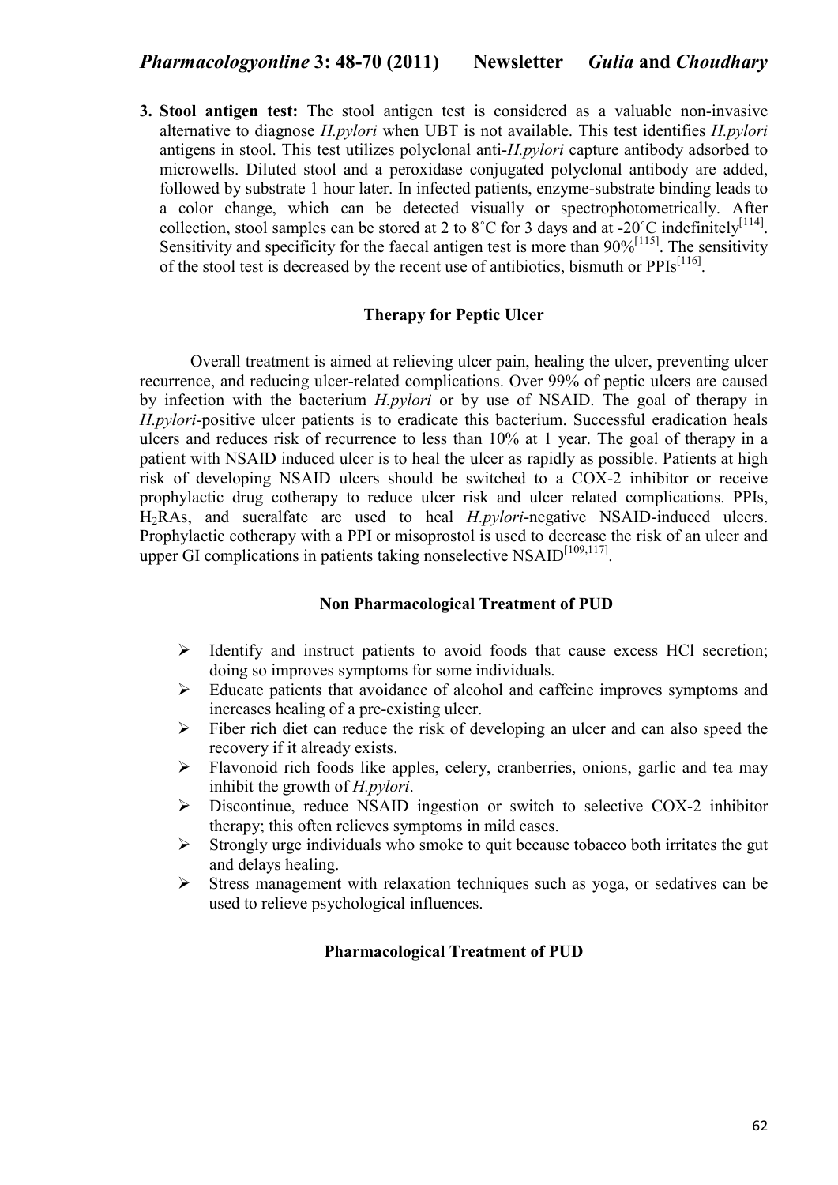3. **Stool antigen test:** The stool antigen test is considered as a valuable non-invasive alternative to diagnose *H.pylori* when UBT is not available. This test identifies *H.pylori* antigens in stool. This test utilizes polyclonal anti-*H.pylori* capture antibody adsorbed to microwells. Diluted stool and a peroxidase conjugated polyclonal antibody are added, followed by substrate 1 hour later. In infected patients, enzyme-substrate binding leads to a color change, which can be detected visually or spectrophotometrically. After collection, stool samples can be stored at 2 to 8˚C for 3 days and at -20˚C indefinitely[114]. Sensitivity and specificity for the faecal antigen test is more than 90%[115]. The sensitivity of the stool test is decreased by the recent use of antibiotics, bismuth or PPIs[116].

## Therapy for Peptic Ulcer

Overall treatment is aimed at relieving ulcer pain, healing the ulcer, preventing ulcer recurrence, and reducing ulcer-related complications. Over 99% of peptic ulcers are caused by infection with the bacterium *H.pylori* or by use of NSAID. The goal of therapy in *H.pylori*-positive ulcer patients is to eradicate this bacterium. Successful eradication heals ulcers and reduces risk of recurrence to less than 10% at 1 year. The goal of therapy in a patient with NSAID induced ulcer is to heal the ulcer as rapidly as possible. Patients at high risk of developing NSAID ulcers should be switched to a COX-2 inhibitor or receive prophylactic drug cotherapy to reduce ulcer risk and ulcer related complications. PPIs, $H_2$RAs, and sucralfate are used to heal *H.pylori*-negative NSAID-induced ulcers. Prophylactic cotherapy with a PPI or misoprostol is used to decrease the risk of an ulcer and upper GI complications in patients taking nonselective NSAID[109,117].

## Non Pharmacological Treatment of PUD

- Identify and instruct patients to avoid foods that cause excess HCl secretion; doing so improves symptoms for some individuals.
- Educate patients that avoidance of alcohol and caffeine improves symptoms and increases healing of a pre-existing ulcer.
- Fiber rich diet can reduce the risk of developing an ulcer and can also speed the recovery if it already exists.
- Flavonoid rich foods like apples, celery, cranberries, onions, garlic and tea may inhibit the growth of *H.pylori*.
- Discontinue, reduce NSAID ingestion or switch to selective COX-2 inhibitor therapy; this often relieves symptoms in mild cases.
- Strongly urge individuals who smoke to quit because tobacco both irritates the gut and delays healing.
- Stress management with relaxation techniques such as yoga, or sedatives can be used to relieve psychological influences.

## Pharmacological Treatment of PUD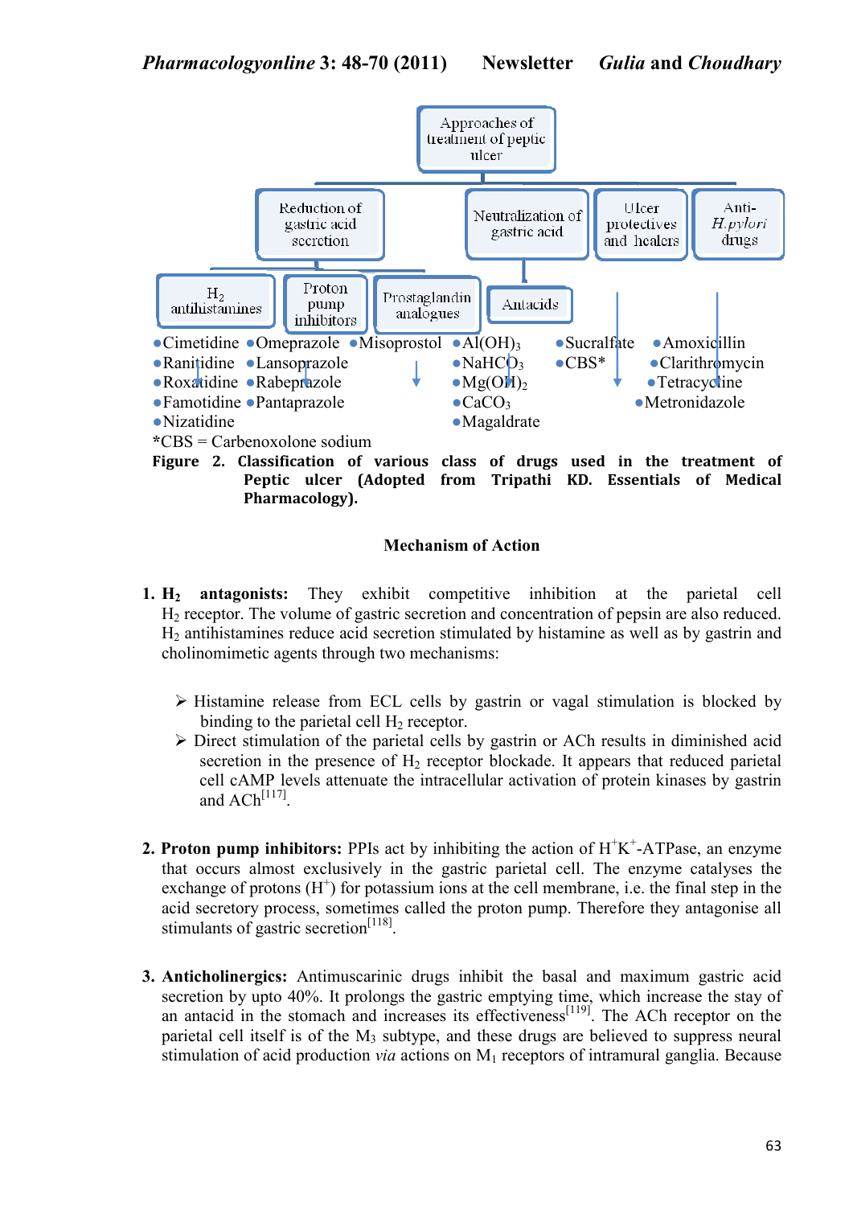Approaches of treatment of peptic ulcer

- Reduction of gastric acid secretion
  - $H_2$ antihistamines
    - Cimetidine
    - Ranitidine
    - Roxatidine
    - Famotidine
    - Nizatidine
  - Proton pump inhibitors
    - Omeprazole
    - Lansoprazole
    - Rabeprazole
    - Pantaprazole
  - Prostaglandin analogues
    - Misoprostol
- Neutralization of gastric acid
  - Antacids
    - $Al(OH)_3$
    - $NaHCO_3$
    - $Mg(OH)_2$
    - $CaCO_3$
    - Magaldrate
- Ulcer protectives and healers
  - Sucralfate
  - CBS*
- Anti-*H.pylori* drugs
  - Amoxicillin
  - Clarithromycin
  - Tetracycline
  - Metronidazole

*CBS = Carbenoxolone sodium

**Figure 2. Classification of various class of drugs used in the treatment of Peptic ulcer (Adopted from Tripathi KD. Essentials of Medical Pharmacology).**

## Mechanism of Action

1. **$H_2$ antagonists:** They exhibit competitive inhibition at the parietal cell $H_2$ receptor. The volume of gastric secretion and concentration of pepsin are also reduced. $H_2$ antihistamines reduce acid secretion stimulated by histamine as well as by gastrin and cholinomimetic agents through two mechanisms:

   - Histamine release from ECL cells by gastrin or vagal stimulation is blocked by binding to the parietal cell $H_2$ receptor.
   - Direct stimulation of the parietal cells by gastrin or ACh results in diminished acid secretion in the presence of $H_2$ receptor blockade. It appears that reduced parietal cell cAMP levels attenuate the intracellular activation of protein kinases by gastrin and ACh[117].

2. **Proton pump inhibitors:** PPIs act by inhibiting the action of $H^+K^+$-ATPase, an enzyme that occurs almost exclusively in the gastric parietal cell. The enzyme catalyses the exchange of protons ($H^+$) for potassium ions at the cell membrane, i.e. the final step in the acid secretory process, sometimes called the proton pump. Therefore they antagonise all stimulants of gastric secretion[118].

3. **Anticholinergics:** Antimuscarinic drugs inhibit the basal and maximum gastric acid secretion by upto 40%. It prolongs the gastric emptying time, which increase the stay of an antacid in the stomach and increases its effectiveness[119]. The ACh receptor on the parietal cell itself is of the $M_3$ subtype, and these drugs are believed to suppress neural stimulation of acid production *via* actions on $M_1$ receptors of intramural ganglia. Because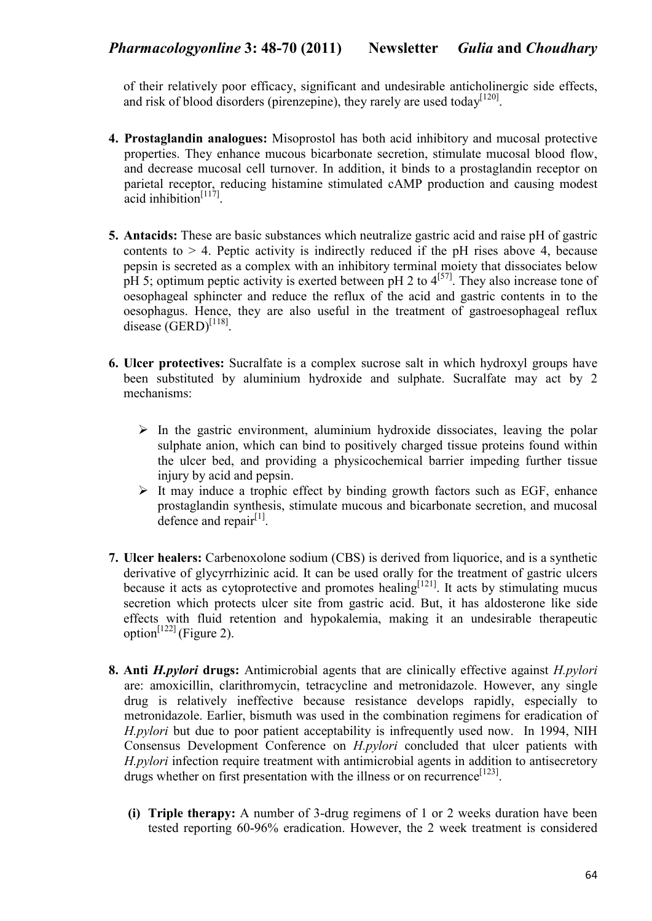of their relatively poor efficacy, significant and undesirable anticholinergic side effects, and risk of blood disorders (pirenzepine), they rarely are used today[120].

4. **Prostaglandin analogues:** Misoprostol has both acid inhibitory and mucosal protective properties. They enhance mucous bicarbonate secretion, stimulate mucosal blood flow, and decrease mucosal cell turnover. In addition, it binds to a prostaglandin receptor on parietal receptor, reducing histamine stimulated cAMP production and causing modest acid inhibition[117].

5. **Antacids:** These are basic substances which neutralize gastric acid and raise pH of gastric contents to > 4. Peptic activity is indirectly reduced if the pH rises above 4, because pepsin is secreted as a complex with an inhibitory terminal moiety that dissociates below pH 5; optimum peptic activity is exerted between pH 2 to 4[57]. They also increase tone of oesophageal sphincter and reduce the reflux of the acid and gastric contents in to the oesophagus. Hence, they are also useful in the treatment of gastroesophageal reflux disease (GERD)[118].

6. **Ulcer protectives:** Sucralfate is a complex sucrose salt in which hydroxyl groups have been substituted by aluminium hydroxide and sulphate. Sucralfate may act by 2 mechanisms:

   - In the gastric environment, aluminium hydroxide dissociates, leaving the polar sulphate anion, which can bind to positively charged tissue proteins found within the ulcer bed, and providing a physicochemical barrier impeding further tissue injury by acid and pepsin.
   - It may induce a trophic effect by binding growth factors such as EGF, enhance prostaglandin synthesis, stimulate mucous and bicarbonate secretion, and mucosal defence and repair[1].

7. **Ulcer healers:** Carbenoxolone sodium (CBS) is derived from liquorice, and is a synthetic derivative of glycyrrhizinic acid. It can be used orally for the treatment of gastric ulcers because it acts as cytoprotective and promotes healing[121]. It acts by stimulating mucus secretion which protects ulcer site from gastric acid. But, it has aldosterone like side effects with fluid retention and hypokalemia, making it an undesirable therapeutic option[122] (Figure 2).

8. **Anti *H.pylori* drugs:** Antimicrobial agents that are clinically effective against *H.pylori* are: amoxicillin, clarithromycin, tetracycline and metronidazole. However, any single drug is relatively ineffective because resistance develops rapidly, especially to metronidazole. Earlier, bismuth was used in the combination regimens for eradication of *H.pylori* but due to poor patient acceptability is infrequently used now. In 1994, NIH Consensus Development Conference on *H.pylori* concluded that ulcer patients with *H.pylori* infection require treatment with antimicrobial agents in addition to antisecretory drugs whether on first presentation with the illness or on recurrence[123].

   **(i) Triple therapy:** A number of 3-drug regimens of 1 or 2 weeks duration have been tested reporting 60-96% eradication. However, the 2 week treatment is considered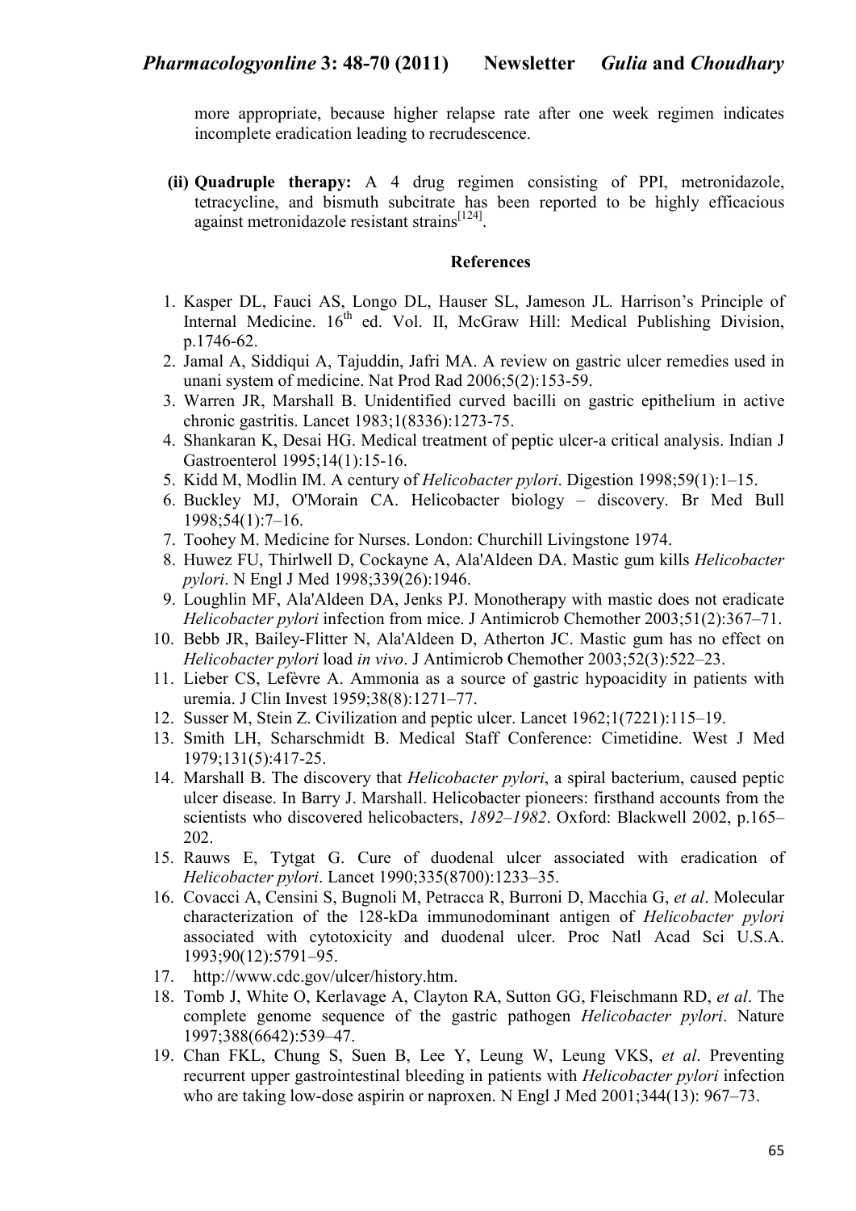more appropriate, because higher relapse rate after one week regimen indicates incomplete eradication leading to recrudescence.

**(ii) Quadruple therapy:** A 4 drug regimen consisting of PPI, metronidazole, tetracycline, and bismuth subcitrate has been reported to be highly efficacious against metronidazole resistant strains[124].

## References

1. Kasper DL, Fauci AS, Longo DL, Hauser SL, Jameson JL. Harrison's Principle of Internal Medicine. 16th ed. Vol. II, McGraw Hill: Medical Publishing Division, p.1746-62.
2. Jamal A, Siddiqui A, Tajuddin, Jafri MA. A review on gastric ulcer remedies used in unani system of medicine. Nat Prod Rad 2006;5(2):153-59.
3. Warren JR, Marshall B. Unidentified curved bacilli on gastric epithelium in active chronic gastritis. Lancet 1983;1(8336):1273-75.
4. Shankaran K, Desai HG. Medical treatment of peptic ulcer-a critical analysis. Indian J Gastroenterol 1995;14(1):15-16.
5. Kidd M, Modlin IM. A century of *Helicobacter pylori*. Digestion 1998;59(1):1–15.
6. Buckley MJ, O'Morain CA. Helicobacter biology – discovery. Br Med Bull 1998;54(1):7–16.
7. Toohey M. Medicine for Nurses. London: Churchill Livingstone 1974.
8. Huwez FU, Thirlwell D, Cockayne A, Ala'Aldeen DA. Mastic gum kills *Helicobacter pylori*. N Engl J Med 1998;339(26):1946.
9. Loughlin MF, Ala'Aldeen DA, Jenks PJ. Monotherapy with mastic does not eradicate *Helicobacter pylori* infection from mice. J Antimicrob Chemother 2003;51(2):367–71.
10. Bebb JR, Bailey-Flitter N, Ala'Aldeen D, Atherton JC. Mastic gum has no effect on *Helicobacter pylori* load *in vivo*. J Antimicrob Chemother 2003;52(3):522–23.
11. Lieber CS, Lefèvre A. Ammonia as a source of gastric hypoacidity in patients with uremia. J Clin Invest 1959;38(8):1271–77.
12. Susser M, Stein Z. Civilization and peptic ulcer. Lancet 1962;1(7221):115–19.
13. Smith LH, Scharschmidt B. Medical Staff Conference: Cimetidine. West J Med 1979;131(5):417-25.
14. Marshall B. The discovery that *Helicobacter pylori*, a spiral bacterium, caused peptic ulcer disease. In Barry J. Marshall. Helicobacter pioneers: firsthand accounts from the scientists who discovered helicobacters, *1892–1982*. Oxford: Blackwell 2002, p.165–202.
15. Rauws E, Tytgat G. Cure of duodenal ulcer associated with eradication of *Helicobacter pylori*. Lancet 1990;335(8700):1233–35.
16. Covacci A, Censini S, Bugnoli M, Petracca R, Burroni D, Macchia G, *et al*. Molecular characterization of the 128-kDa immunodominant antigen of *Helicobacter pylori* associated with cytotoxicity and duodenal ulcer. Proc Natl Acad Sci U.S.A. 1993;90(12):5791–95.
17. http://www.cdc.gov/ulcer/history.htm.
18. Tomb J, White O, Kerlavage A, Clayton RA, Sutton GG, Fleischmann RD, *et al*. The complete genome sequence of the gastric pathogen *Helicobacter pylori*. Nature 1997;388(6642):539–47.
19. Chan FKL, Chung S, Suen B, Lee Y, Leung W, Leung VKS, *et al*. Preventing recurrent upper gastrointestinal bleeding in patients with *Helicobacter pylori* infection who are taking low-dose aspirin or naproxen. N Engl J Med 2001;344(13): 967–73.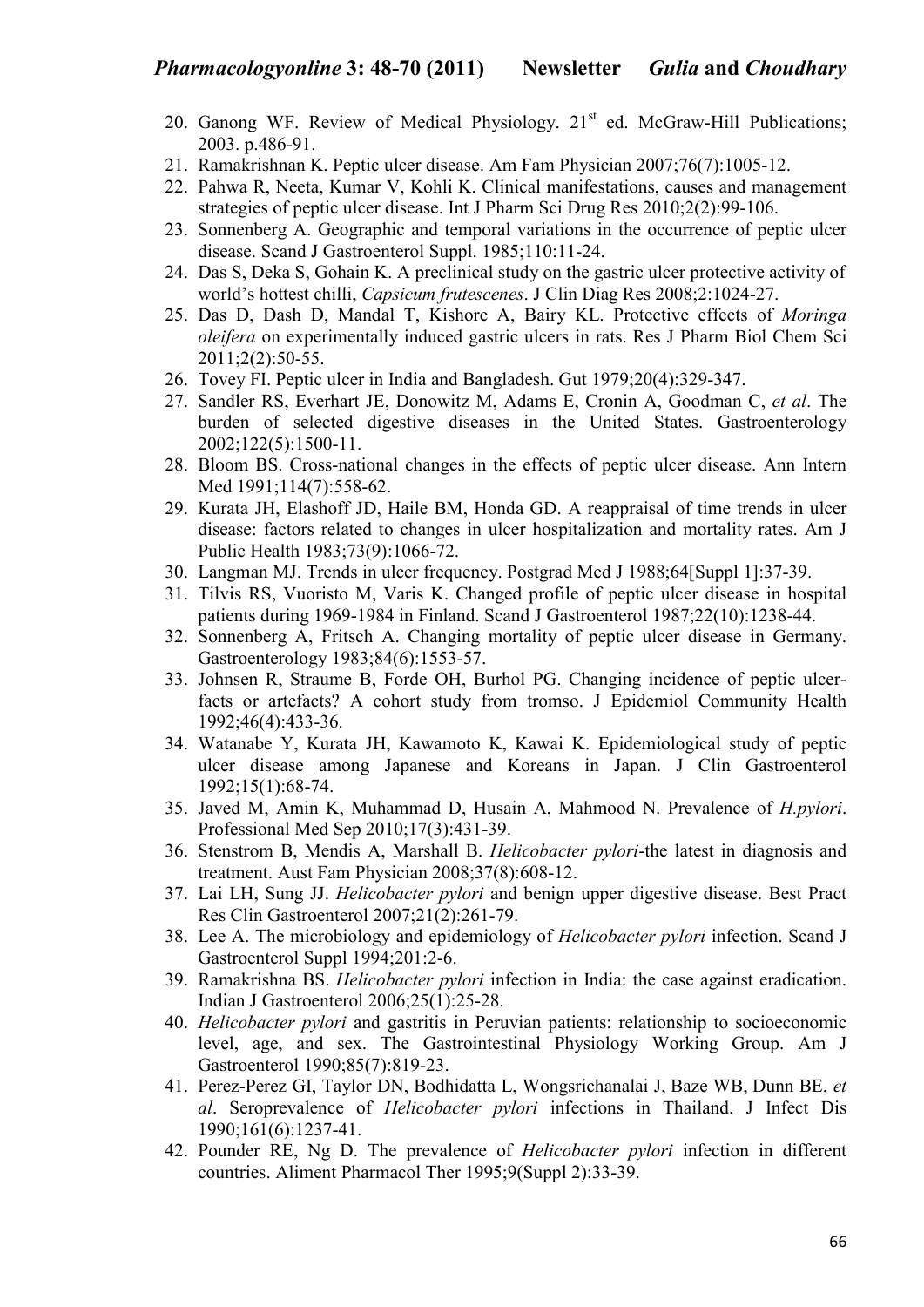20. Ganong WF. Review of Medical Physiology. 21st ed. McGraw-Hill Publications; 2003. p.486-91.
21. Ramakrishnan K. Peptic ulcer disease. Am Fam Physician 2007;76(7):1005-12.
22. Pahwa R, Neeta, Kumar V, Kohli K. Clinical manifestations, causes and management strategies of peptic ulcer disease. Int J Pharm Sci Drug Res 2010;2(2):99-106.
23. Sonnenberg A. Geographic and temporal variations in the occurrence of peptic ulcer disease. Scand J Gastroenterol Suppl. 1985;110:11-24.
24. Das S, Deka S, Gohain K. A preclinical study on the gastric ulcer protective activity of world's hottest chilli, *Capsicum frutescenes*. J Clin Diag Res 2008;2:1024-27.
25. Das D, Dash D, Mandal T, Kishore A, Bairy KL. Protective effects of *Moringa oleifera* on experimentally induced gastric ulcers in rats. Res J Pharm Biol Chem Sci 2011;2(2):50-55.
26. Tovey FI. Peptic ulcer in India and Bangladesh. Gut 1979;20(4):329-347.
27. Sandler RS, Everhart JE, Donowitz M, Adams E, Cronin A, Goodman C, *et al*. The burden of selected digestive diseases in the United States. Gastroenterology 2002;122(5):1500-11.
28. Bloom BS. Cross-national changes in the effects of peptic ulcer disease. Ann Intern Med 1991;114(7):558-62.
29. Kurata JH, Elashoff JD, Haile BM, Honda GD. A reappraisal of time trends in ulcer disease: factors related to changes in ulcer hospitalization and mortality rates. Am J Public Health 1983;73(9):1066-72.
30. Langman MJ. Trends in ulcer frequency. Postgrad Med J 1988;64[Suppl 1]:37-39.
31. Tilvis RS, Vuoristo M, Varis K. Changed profile of peptic ulcer disease in hospital patients during 1969-1984 in Finland. Scand J Gastroenterol 1987;22(10):1238-44.
32. Sonnenberg A, Fritsch A. Changing mortality of peptic ulcer disease in Germany. Gastroenterology 1983;84(6):1553-57.
33. Johnsen R, Straume B, Forde OH, Burhol PG. Changing incidence of peptic ulcer- facts or artefacts? A cohort study from tromso. J Epidemiol Community Health 1992;46(4):433-36.
34. Watanabe Y, Kurata JH, Kawamoto K, Kawai K. Epidemiological study of peptic ulcer disease among Japanese and Koreans in Japan. J Clin Gastroenterol 1992;15(1):68-74.
35. Javed M, Amin K, Muhammad D, Husain A, Mahmood N. Prevalence of *H.pylori*. Professional Med Sep 2010;17(3):431-39.
36. Stenstrom B, Mendis A, Marshall B. *Helicobacter pylori*-the latest in diagnosis and treatment. Aust Fam Physician 2008;37(8):608-12.
37. Lai LH, Sung JJ. *Helicobacter pylori* and benign upper digestive disease. Best Pract Res Clin Gastroenterol 2007;21(2):261-79.
38. Lee A. The microbiology and epidemiology of *Helicobacter pylori* infection. Scand J Gastroenterol Suppl 1994;201:2-6.
39. Ramakrishna BS. *Helicobacter pylori* infection in India: the case against eradication. Indian J Gastroenterol 2006;25(1):25-28.
40. *Helicobacter pylori* and gastritis in Peruvian patients: relationship to socioeconomic level, age, and sex. The Gastrointestinal Physiology Working Group. Am J Gastroenterol 1990;85(7):819-23.
41. Perez-Perez GI, Taylor DN, Bodhidatta L, Wongsrichanalai J, Baze WB, Dunn BE, *et al*. Seroprevalence of *Helicobacter pylori* infections in Thailand. J Infect Dis 1990;161(6):1237-41.
42. Pounder RE, Ng D. The prevalence of *Helicobacter pylori* infection in different countries. Aliment Pharmacol Ther 1995;9(Suppl 2):33-39.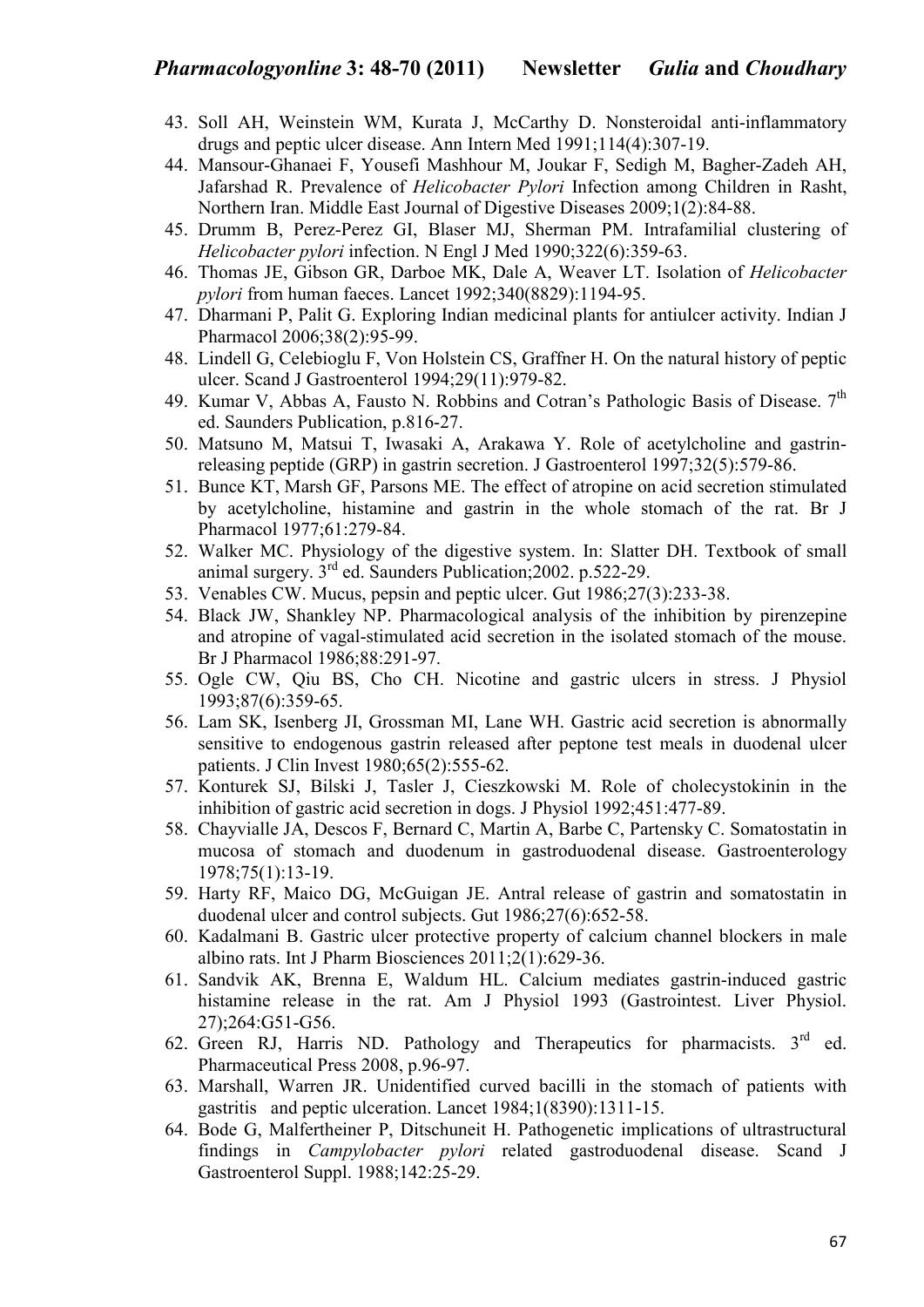43. Soll AH, Weinstein WM, Kurata J, McCarthy D. Nonsteroidal anti-inflammatory drugs and peptic ulcer disease. Ann Intern Med 1991;114(4):307-19.
44. Mansour-Ghanaei F, Yousefi Mashhour M, Joukar F, Sedigh M, Bagher-Zadeh AH, Jafarshad R. Prevalence of *Helicobacter Pylori* Infection among Children in Rasht, Northern Iran. Middle East Journal of Digestive Diseases 2009;1(2):84-88.
45. Drumm B, Perez-Perez GI, Blaser MJ, Sherman PM. Intrafamilial clustering of *Helicobacter pylori* infection. N Engl J Med 1990;322(6):359-63.
46. Thomas JE, Gibson GR, Darboe MK, Dale A, Weaver LT. Isolation of *Helicobacter pylori* from human faeces. Lancet 1992;340(8829):1194-95.
47. Dharmani P, Palit G. Exploring Indian medicinal plants for antiulcer activity. Indian J Pharmacol 2006;38(2):95-99.
48. Lindell G, Celebioglu F, Von Holstein CS, Graffner H. On the natural history of peptic ulcer. Scand J Gastroenterol 1994;29(11):979-82.
49. Kumar V, Abbas A, Fausto N. Robbins and Cotran's Pathologic Basis of Disease. 7th ed. Saunders Publication, p.816-27.
50. Matsuno M, Matsui T, Iwasaki A, Arakawa Y. Role of acetylcholine and gastrin-releasing peptide (GRP) in gastrin secretion. J Gastroenterol 1997;32(5):579-86.
51. Bunce KT, Marsh GF, Parsons ME. The effect of atropine on acid secretion stimulated by acetylcholine, histamine and gastrin in the whole stomach of the rat. Br J Pharmacol 1977;61:279-84.
52. Walker MC. Physiology of the digestive system. In: Slatter DH. Textbook of small animal surgery. 3rd ed. Saunders Publication;2002. p.522-29.
53. Venables CW. Mucus, pepsin and peptic ulcer. Gut 1986;27(3):233-38.
54. Black JW, Shankley NP. Pharmacological analysis of the inhibition by pirenzepine and atropine of vagal-stimulated acid secretion in the isolated stomach of the mouse. Br J Pharmacol 1986;88:291-97.
55. Ogle CW, Qiu BS, Cho CH. Nicotine and gastric ulcers in stress. J Physiol 1993;87(6):359-65.
56. Lam SK, Isenberg JI, Grossman MI, Lane WH. Gastric acid secretion is abnormally sensitive to endogenous gastrin released after peptone test meals in duodenal ulcer patients. J Clin Invest 1980;65(2):555-62.
57. Konturek SJ, Bilski J, Tasler J, Cieszkowski M. Role of cholecystokinin in the inhibition of gastric acid secretion in dogs. J Physiol 1992;451:477-89.
58. Chayvialle JA, Descos F, Bernard C, Martin A, Barbe C, Partensky C. Somatostatin in mucosa of stomach and duodenum in gastroduodenal disease. Gastroenterology 1978;75(1):13-19.
59. Harty RF, Maico DG, McGuigan JE. Antral release of gastrin and somatostatin in duodenal ulcer and control subjects. Gut 1986;27(6):652-58.
60. Kadalmani B. Gastric ulcer protective property of calcium channel blockers in male albino rats. Int J Pharm Biosciences 2011;2(1):629-36.
61. Sandvik AK, Brenna E, Waldum HL. Calcium mediates gastrin-induced gastric histamine release in the rat. Am J Physiol 1993 (Gastrointest. Liver Physiol. 27);264:G51-G56.
62. Green RJ, Harris ND. Pathology and Therapeutics for pharmacists. 3rd ed. Pharmaceutical Press 2008, p.96-97.
63. Marshall, Warren JR. Unidentified curved bacilli in the stomach of patients with gastritis and peptic ulceration. Lancet 1984;1(8390):1311-15.
64. Bode G, Malfertheiner P, Ditschuneit H. Pathogenetic implications of ultrastructural findings in *Campylobacter pylori* related gastroduodenal disease. Scand J Gastroenterol Suppl. 1988;142:25-29.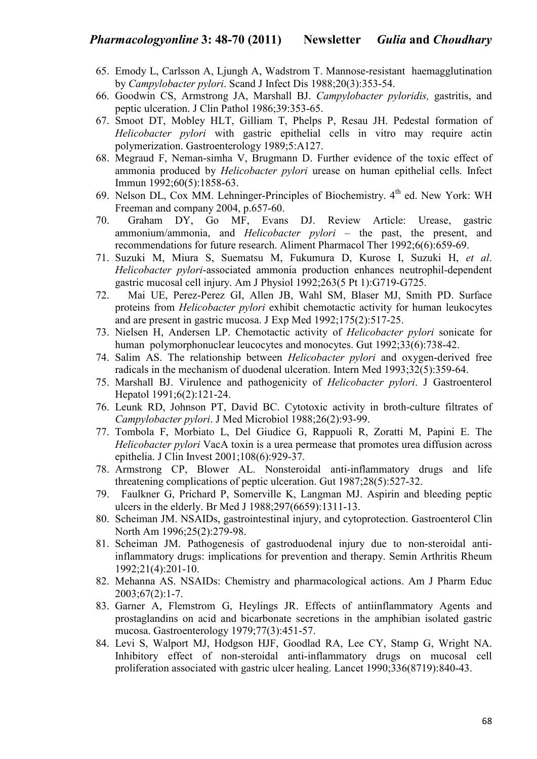65. Emody L, Carlsson A, Ljungh A, Wadstrom T. Mannose-resistant haemagglutination by *Campylobacter pylori*. Scand J Infect Dis 1988;20(3):353-54.
66. Goodwin CS, Armstrong JA, Marshall BJ. *Campylobacter pyloridis,* gastritis, and peptic ulceration. J Clin Pathol 1986;39:353-65.
67. Smoot DT, Mobley HLT, Gilliam T, Phelps P, Resau JH. Pedestal formation of *Helicobacter pylori* with gastric epithelial cells in vitro may require actin polymerization. Gastroenterology 1989;5:A127.
68. Megraud F, Neman-simha V, Brugmann D. Further evidence of the toxic effect of ammonia produced by *Helicobacter pylori* urease on human epithelial cells. Infect Immun 1992;60(5):1858-63.
69. Nelson DL, Cox MM. Lehninger-Principles of Biochemistry. 4th ed. New York: WH Freeman and company 2004, p.657-60.
70. Graham DY, Go MF, Evans DJ. Review Article: Urease, gastric ammonium/ammonia, and *Helicobacter pylori* – the past, the present, and recommendations for future research. Aliment Pharmacol Ther 1992;6(6):659-69.
71. Suzuki M, Miura S, Suematsu M, Fukumura D, Kurose I, Suzuki H, *et al*. *Helicobacter pylori*-associated ammonia production enhances neutrophil-dependent gastric mucosal cell injury. Am J Physiol 1992;263(5 Pt 1):G719-G725.
72. Mai UE, Perez-Perez GI, Allen JB, Wahl SM, Blaser MJ, Smith PD. Surface proteins from *Helicobacter pylori* exhibit chemotactic activity for human leukocytes and are present in gastric mucosa. J Exp Med 1992;175(2):517-25.
73. Nielsen H, Andersen LP. Chemotactic activity of *Helicobacter pylori* sonicate for human polymorphonuclear leucocytes and monocytes. Gut 1992;33(6):738-42.
74. Salim AS. The relationship between *Helicobacter pylori* and oxygen-derived free radicals in the mechanism of duodenal ulceration. Intern Med 1993;32(5):359-64.
75. Marshall BJ. Virulence and pathogenicity of *Helicobacter pylori*. J Gastroenterol Hepatol 1991;6(2):121-24.
76. Leunk RD, Johnson PT, David BC. Cytotoxic activity in broth-culture filtrates of *Campylobacter pylori*. J Med Microbiol 1988;26(2):93-99.
77. Tombola F, Morbiato L, Del Giudice G, Rappuoli R, Zoratti M, Papini E. The *Helicobacter pylori* VacA toxin is a urea permease that promotes urea diffusion across epithelia. J Clin Invest 2001;108(6):929-37.
78. Armstrong CP, Blower AL. Nonsteroidal anti-inflammatory drugs and life threatening complications of peptic ulceration. Gut 1987;28(5):527-32.
79. Faulkner G, Prichard P, Somerville K, Langman MJ. Aspirin and bleeding peptic ulcers in the elderly. Br Med J 1988;297(6659):1311-13.
80. Scheiman JM. NSAIDs, gastrointestinal injury, and cytoprotection. Gastroenterol Clin North Am 1996;25(2):279-98.
81. Scheiman JM. Pathogenesis of gastroduodenal injury due to non-steroidal anti-inflammatory drugs: implications for prevention and therapy. Semin Arthritis Rheum 1992;21(4):201-10.
82. Mehanna AS. NSAIDs: Chemistry and pharmacological actions. Am J Pharm Educ 2003;67(2):1-7.
83. Garner A, Flemstrom G, Heylings JR. Effects of antiinflammatory Agents and prostaglandins on acid and bicarbonate secretions in the amphibian isolated gastric mucosa. Gastroenterology 1979;77(3):451-57.
84. Levi S, Walport MJ, Hodgson HJF, Goodlad RA, Lee CY, Stamp G, Wright NA. Inhibitory effect of non-steroidal anti-inflammatory drugs on mucosal cell proliferation associated with gastric ulcer healing. Lancet 1990;336(8719):840-43.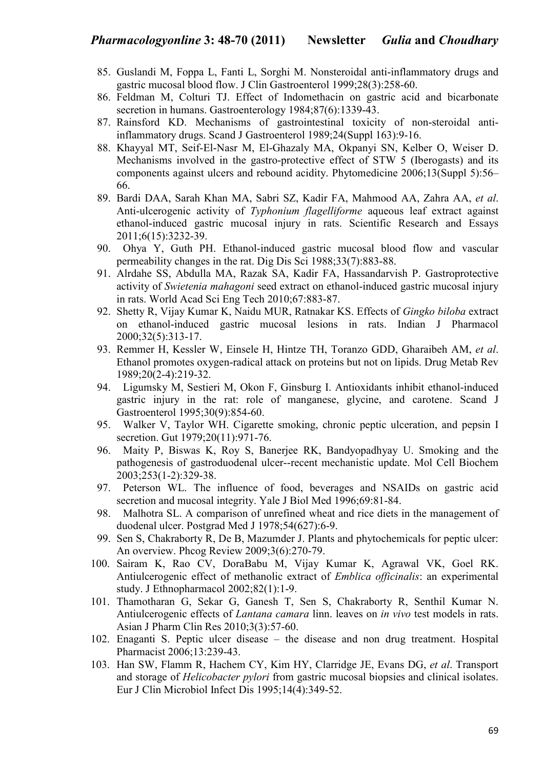85. Guslandi M, Foppa L, Fanti L, Sorghi M. Nonsteroidal anti-inflammatory drugs and gastric mucosal blood flow. J Clin Gastroenterol 1999;28(3):258-60.
86. Feldman M, Colturi TJ. Effect of Indomethacin on gastric acid and bicarbonate secretion in humans. Gastroenterology 1984;87(6):1339-43.
87. Rainsford KD. Mechanisms of gastrointestinal toxicity of non-steroidal anti-inflammatory drugs. Scand J Gastroenterol 1989;24(Suppl 163):9-16.
88. Khayyal MT, Seif-El-Nasr M, El-Ghazaly MA, Okpanyi SN, Kelber O, Weiser D. Mechanisms involved in the gastro-protective effect of STW 5 (Iberogasts) and its components against ulcers and rebound acidity. Phytomedicine 2006;13(Suppl 5):56–66.
89. Bardi DAA, Sarah Khan MA, Sabri SZ, Kadir FA, Mahmood AA, Zahra AA, *et al*. Anti-ulcerogenic activity of *Typhonium flagelliforme* aqueous leaf extract against ethanol-induced gastric mucosal injury in rats. Scientific Research and Essays 2011;6(15):3232-39.
90. Ohya Y, Guth PH. Ethanol-induced gastric mucosal blood flow and vascular permeability changes in the rat. Dig Dis Sci 1988;33(7):883-88.
91. Alrdahe SS, Abdulla MA, Razak SA, Kadir FA, Hassandarvish P. Gastroprotective activity of *Swietenia mahagoni* seed extract on ethanol-induced gastric mucosal injury in rats. World Acad Sci Eng Tech 2010;67:883-87.
92. Shetty R, Vijay Kumar K, Naidu MUR, Ratnakar KS. Effects of *Gingko biloba* extract on ethanol-induced gastric mucosal lesions in rats. Indian J Pharmacol 2000;32(5):313-17.
93. Remmer H, Kessler W, Einsele H, Hintze TH, Toranzo GDD, Gharaibeh AM, *et al*. Ethanol promotes oxygen-radical attack on proteins but not on lipids. Drug Metab Rev 1989;20(2-4):219-32.
94. Ligumsky M, Sestieri M, Okon F, Ginsburg I. Antioxidants inhibit ethanol-induced gastric injury in the rat: role of manganese, glycine, and carotene. Scand J Gastroenterol 1995;30(9):854-60.
95. Walker V, Taylor WH. Cigarette smoking, chronic peptic ulceration, and pepsin I secretion. Gut 1979;20(11):971-76.
96. Maity P, Biswas K, Roy S, Banerjee RK, Bandyopadhyay U. Smoking and the pathogenesis of gastroduodenal ulcer--recent mechanistic update. Mol Cell Biochem 2003;253(1-2):329-38.
97. Peterson WL. The influence of food, beverages and NSAIDs on gastric acid secretion and mucosal integrity. Yale J Biol Med 1996;69:81-84.
98. Malhotra SL. A comparison of unrefined wheat and rice diets in the management of duodenal ulcer. Postgrad Med J 1978;54(627):6-9.
99. Sen S, Chakraborty R, De B, Mazumder J. Plants and phytochemicals for peptic ulcer: An overview. Phcog Review 2009;3(6):270-79.
100. Sairam K, Rao CV, DoraBabu M, Vijay Kumar K, Agrawal VK, Goel RK. Antiulcerogenic effect of methanolic extract of *Emblica officinalis*: an experimental study. J Ethnopharmacol 2002;82(1):1-9.
101. Thamotharan G, Sekar G, Ganesh T, Sen S, Chakraborty R, Senthil Kumar N. Antiulcerogenic effects of *Lantana camara* linn. leaves on *in vivo* test models in rats. Asian J Pharm Clin Res 2010;3(3):57-60.
102. Enaganti S. Peptic ulcer disease – the disease and non drug treatment. Hospital Pharmacist 2006;13:239-43.
103. Han SW, Flamm R, Hachem CY, Kim HY, Clarridge JE, Evans DG, *et al*. Transport and storage of *Helicobacter pylori* from gastric mucosal biopsies and clinical isolates. Eur J Clin Microbiol Infect Dis 1995;14(4):349-52.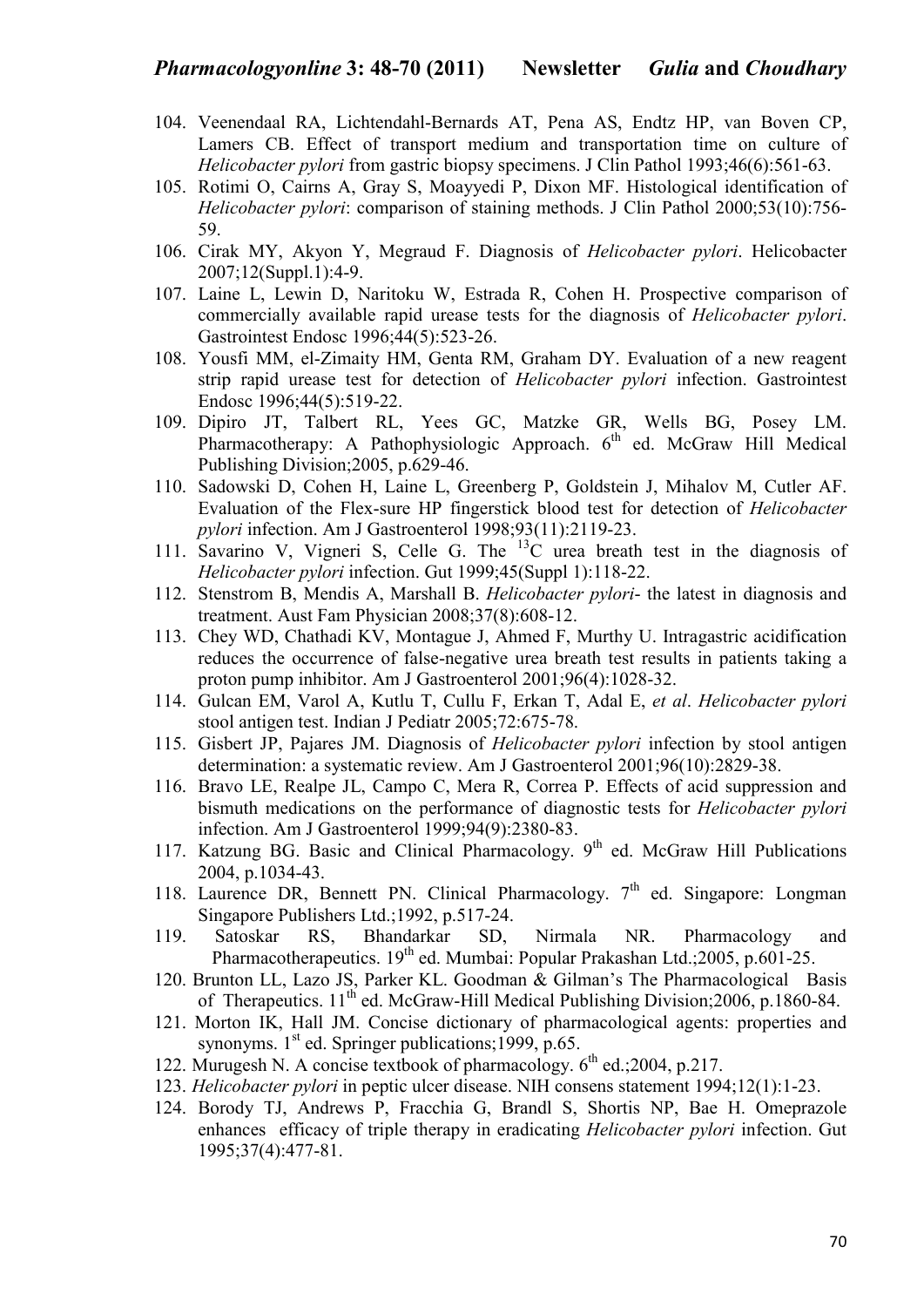104. Veenendaal RA, Lichtendahl-Bernards AT, Pena AS, Endtz HP, van Boven CP, Lamers CB. Effect of transport medium and transportation time on culture of *Helicobacter pylori* from gastric biopsy specimens. J Clin Pathol 1993;46(6):561-63.
105. Rotimi O, Cairns A, Gray S, Moayyedi P, Dixon MF. Histological identification of *Helicobacter pylori*: comparison of staining methods. J Clin Pathol 2000;53(10):756-59.
106. Cirak MY, Akyon Y, Megraud F. Diagnosis of *Helicobacter pylori*. Helicobacter 2007;12(Suppl.1):4-9.
107. Laine L, Lewin D, Naritoku W, Estrada R, Cohen H. Prospective comparison of commercially available rapid urease tests for the diagnosis of *Helicobacter pylori*. Gastrointest Endosc 1996;44(5):523-26.
108. Yousfi MM, el-Zimaity HM, Genta RM, Graham DY. Evaluation of a new reagent strip rapid urease test for detection of *Helicobacter pylori* infection. Gastrointest Endosc 1996;44(5):519-22.
109. Dipiro JT, Talbert RL, Yees GC, Matzke GR, Wells BG, Posey LM. Pharmacotherapy: A Pathophysiologic Approach. 6th ed. McGraw Hill Medical Publishing Division;2005, p.629-46.
110. Sadowski D, Cohen H, Laine L, Greenberg P, Goldstein J, Mihalov M, Cutler AF. Evaluation of the Flex-sure HP fingerstick blood test for detection of *Helicobacter pylori* infection. Am J Gastroenterol 1998;93(11):2119-23.
111. Savarino V, Vigneri S, Celle G. The $^{13}C$ urea breath test in the diagnosis of *Helicobacter pylori* infection. Gut 1999;45(Suppl 1):118-22.
112. Stenstrom B, Mendis A, Marshall B. *Helicobacter pylori*- the latest in diagnosis and treatment. Aust Fam Physician 2008;37(8):608-12.
113. Chey WD, Chathadi KV, Montague J, Ahmed F, Murthy U. Intragastric acidification reduces the occurrence of false-negative urea breath test results in patients taking a proton pump inhibitor. Am J Gastroenterol 2001;96(4):1028-32.
114. Gulcan EM, Varol A, Kutlu T, Cullu F, Erkan T, Adal E, *et al*. *Helicobacter pylori* stool antigen test. Indian J Pediatr 2005;72:675-78.
115. Gisbert JP, Pajares JM. Diagnosis of *Helicobacter pylori* infection by stool antigen determination: a systematic review. Am J Gastroenterol 2001;96(10):2829-38.
116. Bravo LE, Realpe JL, Campo C, Mera R, Correa P. Effects of acid suppression and bismuth medications on the performance of diagnostic tests for *Helicobacter pylori* infection. Am J Gastroenterol 1999;94(9):2380-83.
117. Katzung BG. Basic and Clinical Pharmacology. 9th ed. McGraw Hill Publications 2004, p.1034-43.
118. Laurence DR, Bennett PN. Clinical Pharmacology. 7th ed. Singapore: Longman Singapore Publishers Ltd.;1992, p.517-24.
119. Satoskar RS, Bhandarkar SD, Nirmala NR. Pharmacology and Pharmacotherapeutics. 19th ed. Mumbai: Popular Prakashan Ltd.;2005, p.601-25.
120. Brunton LL, Lazo JS, Parker KL. Goodman & Gilman's The Pharmacological Basis of Therapeutics. 11th ed. McGraw-Hill Medical Publishing Division;2006, p.1860-84.
121. Morton IK, Hall JM. Concise dictionary of pharmacological agents: properties and synonyms. 1st ed. Springer publications;1999, p.65.
122. Murugesh N. A concise textbook of pharmacology. 6th ed.;2004, p.217.
123. *Helicobacter pylori* in peptic ulcer disease. NIH consens statement 1994;12(1):1-23.
124. Borody TJ, Andrews P, Fracchia G, Brandl S, Shortis NP, Bae H. Omeprazole enhances efficacy of triple therapy in eradicating *Helicobacter pylori* infection. Gut 1995;37(4):477-81.